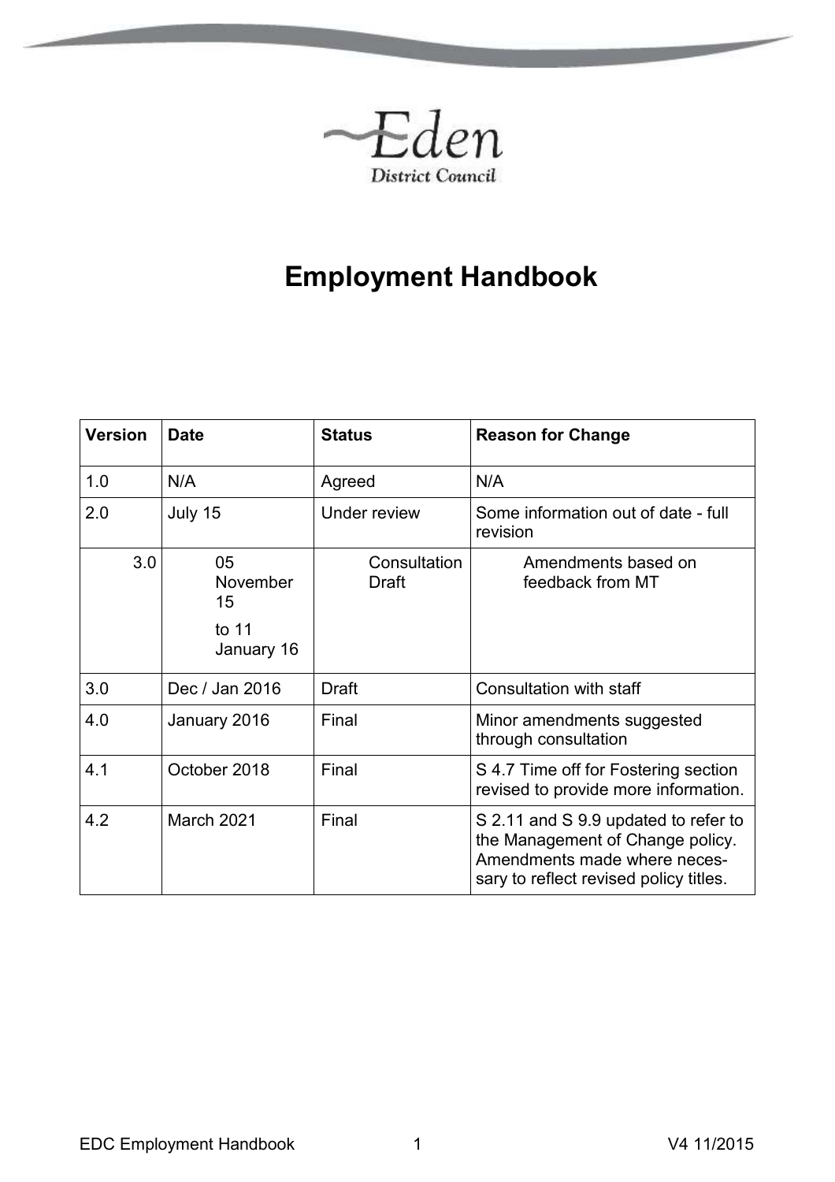Eden District Council

# Employment Handbook

| Version | Date | Status | Reason for Change |
|---|---|---|---|
| 1.0 | N/A | Agreed | N/A |
| 2.0 | July 15 | Under review | Some information out of date - full revision |
| 3.0 | 05 November 15 to 11 January 16 | Consultation Draft | Amendments based on feedback from MT |
| 3.0 | Dec / Jan 2016 | Draft | Consultation with staff |
| 4.0 | January 2016 | Final | Minor amendments suggested through consultation |
| 4.1 | October 2018 | Final | S 4.7 Time off for Fostering section revised to provide more information. |
| 4.2 | March 2021 | Final | S 2.11 and S 9.9 updated to refer to the Management of Change policy. Amendments made where necessary to reflect revised policy titles. |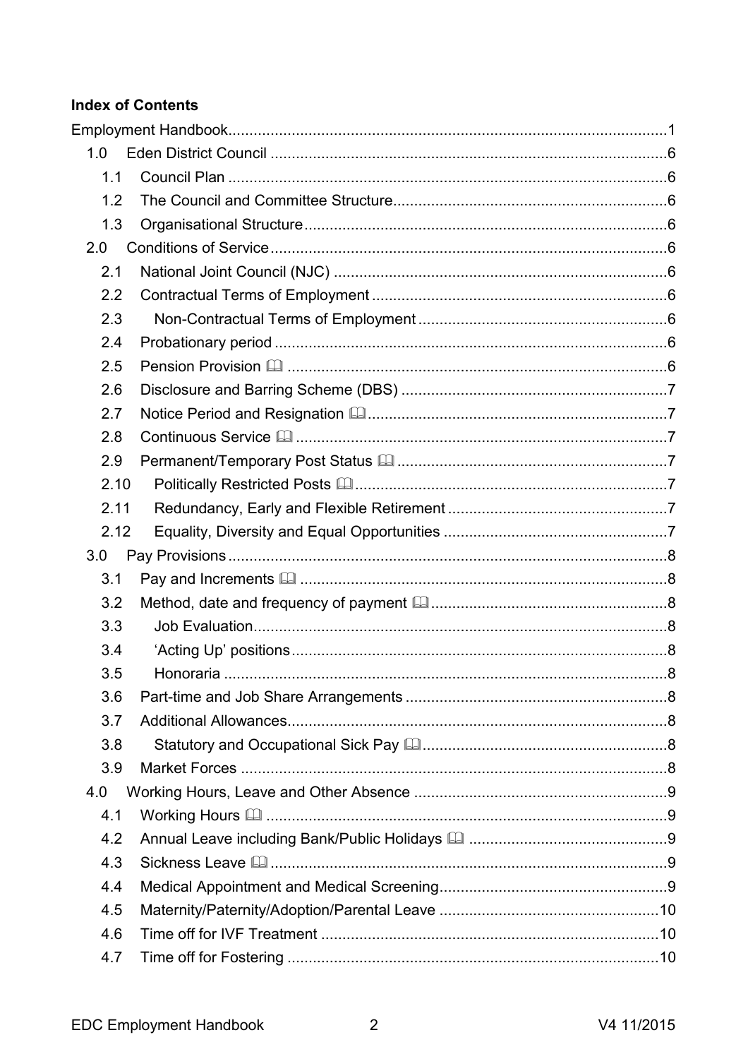**Index of Contents**

Employment Handbook....................................................................................................1

1.0 Eden District Council ..........................................................................................6

1.1 Council Plan .......................................................................................................6

1.2 The Council and Committee Structure...............................................................6

1.3 Organisational Structure.....................................................................................6

2.0 Conditions of Service............................................................................................6

2.1 National Joint Council (NJC) ...............................................................................6

2.2 Contractual Terms of Employment ......................................................................6

2.3 Non-Contractual Terms of Employment ..........................................................6

2.4 Probationary period ............................................................................................6

2.5 Pension Provision 🕮 .........................................................................................6

2.6 Disclosure and Barring Scheme (DBS) ...............................................................7

2.7 Notice Period and Resignation 🕮.......................................................................7

2.8 Continuous Service 🕮 .......................................................................................7

2.9 Permanent/Temporary Post Status 🕮 ................................................................7

2.10 Politically Restricted Posts 🕮 .........................................................................7

2.11 Redundancy, Early and Flexible Retirement ...................................................7

2.12 Equality, Diversity and Equal Opportunities ....................................................7

3.0 Pay Provisions.......................................................................................................8

3.1 Pay and Increments 🕮 ......................................................................................8

3.2 Method, date and frequency of payment 🕮.......................................................8

3.3 Job Evaluation.................................................................................................8

3.4 'Acting Up' positions........................................................................................8

3.5 Honoraria ........................................................................................................8

3.6 Part-time and Job Share Arrangements ..............................................................8

3.7 Additional Allowances.........................................................................................8

3.8 Statutory and Occupational Sick Pay 🕮.........................................................8

3.9 Market Forces .....................................................................................................8

4.0 Working Hours, Leave and Other Absence ...........................................................9

4.1 Working Hours 🕮 ..............................................................................................9

4.2 Annual Leave including Bank/Public Holidays 🕮 ..............................................9

4.3 Sickness Leave 🕮.............................................................................................9

4.4 Medical Appointment and Medical Screening.....................................................9

4.5 Maternity/Paternity/Adoption/Parental Leave ...................................................10

4.6 Time off for IVF Treatment ................................................................................10

4.7 Time off for Fostering ........................................................................................10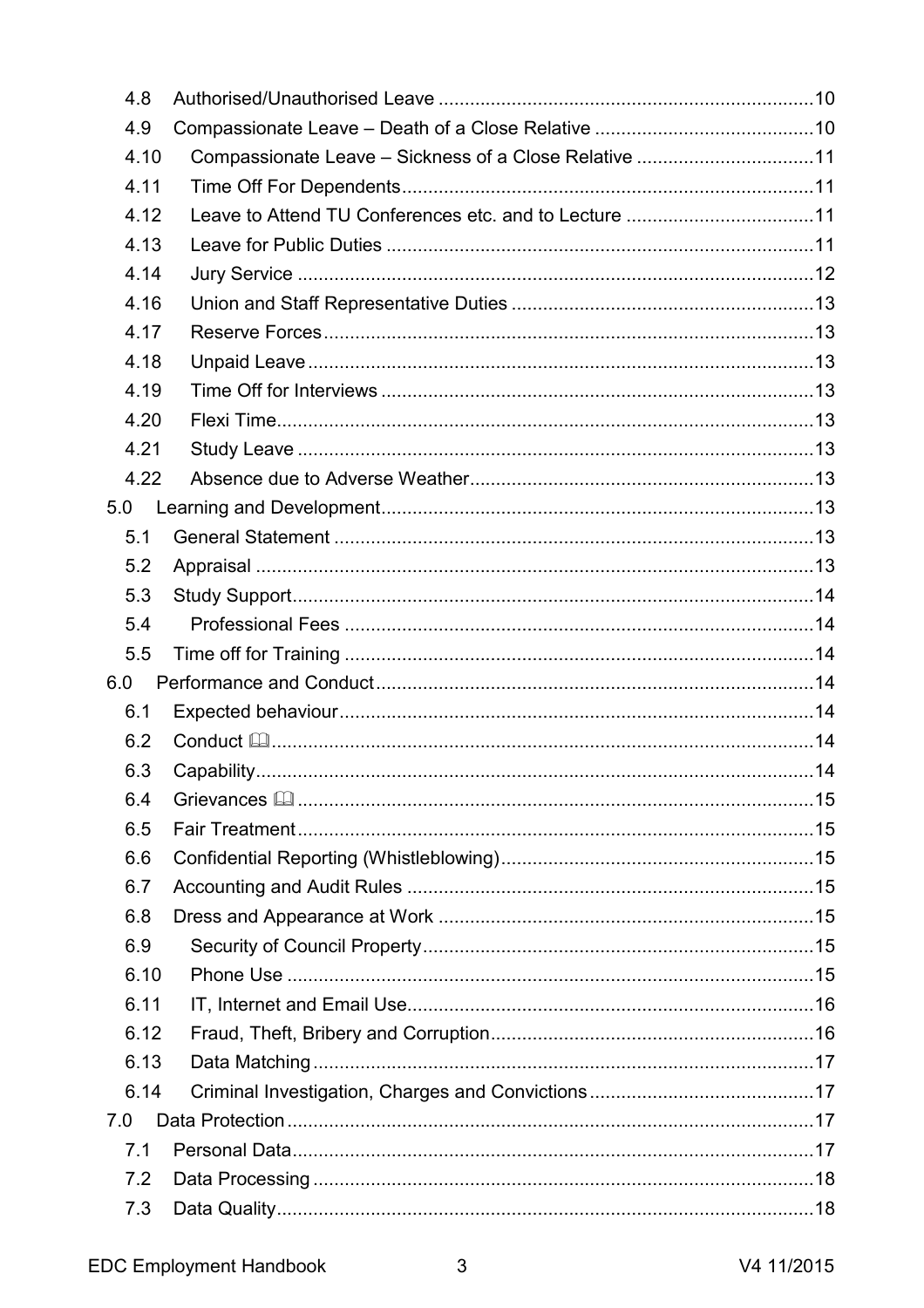- 4.8 Authorised/Unauthorised Leave ....................................................................10
- 4.9 Compassionate Leave – Death of a Close Relative ..........................................10
- 4.10 Compassionate Leave – Sickness of a Close Relative ..................................11
- 4.11 Time Off For Dependents..............................................................................11
- 4.12 Leave to Attend TU Conferences etc. and to Lecture ...................................11
- 4.13 Leave for Public Duties .................................................................................11
- 4.14 Jury Service ..................................................................................................12
- 4.16 Union and Staff Representative Duties .........................................................13
- 4.17 Reserve Forces.............................................................................................13
- 4.18 Unpaid Leave ................................................................................................13
- 4.19 Time Off for Interviews .................................................................................13
- 4.20 Flexi Time......................................................................................................13
- 4.21 Study Leave ..................................................................................................13
- 4.22 Absence due to Adverse Weather.................................................................13

5.0 Learning and Development..................................................................................13

- 5.1 General Statement ...........................................................................................13
- 5.2 Appraisal ..........................................................................................................13
- 5.3 Study Support...................................................................................................14
- 5.4 Professional Fees .........................................................................................14
- 5.5 Time off for Training .........................................................................................14

6.0 Performance and Conduct...................................................................................14

- 6.1 Expected behaviour..........................................................................................14
- 6.2 Conduct 🕮......................................................................................................14
- 6.3 Capability.........................................................................................................14
- 6.4 Grievances 🕮 ..................................................................................................15
- 6.5 Fair Treatment..................................................................................................15
- 6.6 Confidential Reporting (Whistleblowing)...........................................................15
- 6.7 Accounting and Audit Rules .............................................................................15
- 6.8 Dress and Appearance at Work .......................................................................15
- 6.9 Security of Council Property..........................................................................15
- 6.10 Phone Use ....................................................................................................15
- 6.11 IT, Internet and Email Use.............................................................................16
- 6.12 Fraud, Theft, Bribery and Corruption.............................................................16
- 6.13 Data Matching ...............................................................................................17
- 6.14 Criminal Investigation, Charges and Convictions...........................................17

7.0 Data Protection....................................................................................................17

- 7.1 Personal Data...................................................................................................17
- 7.2 Data Processing ...............................................................................................18
- 7.3 Data Quality......................................................................................................18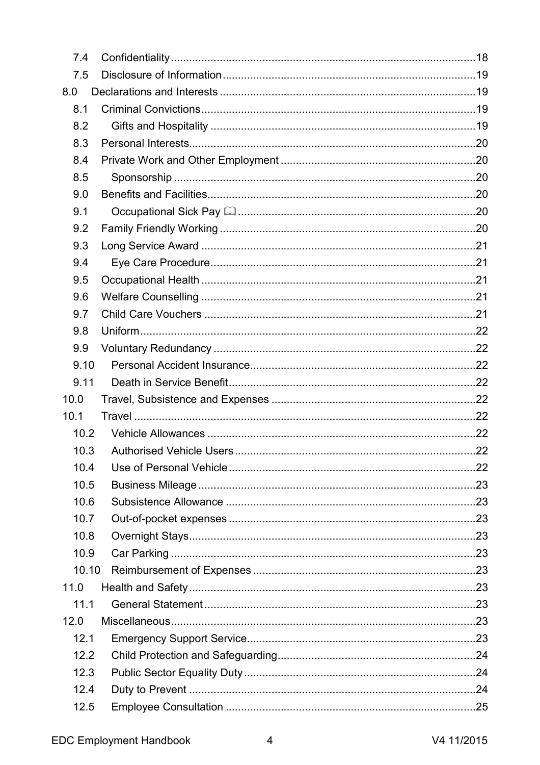7.4 Confidentiality ............ 18
7.5 Disclosure of Information ............ 19
8.0 Declarations and Interests ............ 19
8.1 Criminal Convictions ............ 19
8.2 Gifts and Hospitality ............ 19
8.3 Personal Interests ............ 20
8.4 Private Work and Other Employment ............ 20
8.5 Sponsorship ............ 20
9.0 Benefits and Facilities ............ 20
9.1 Occupational Sick Pay 🕮 ............ 20
9.2 Family Friendly Working ............ 20
9.3 Long Service Award ............ 21
9.4 Eye Care Procedure ............ 21
9.5 Occupational Health ............ 21
9.6 Welfare Counselling ............ 21
9.7 Child Care Vouchers ............ 21
9.8 Uniform ............ 22
9.9 Voluntary Redundancy ............ 22
9.10 Personal Accident Insurance ............ 22
9.11 Death in Service Benefit ............ 22
10.0 Travel, Subsistence and Expenses ............ 22
10.1 Travel ............ 22
10.2 Vehicle Allowances ............ 22
10.3 Authorised Vehicle Users ............ 22
10.4 Use of Personal Vehicle ............ 22
10.5 Business Mileage ............ 23
10.6 Subsistence Allowance ............ 23
10.7 Out-of-pocket expenses ............ 23
10.8 Overnight Stays ............ 23
10.9 Car Parking ............ 23
10.10 Reimbursement of Expenses ............ 23
11.0 Health and Safety ............ 23
11.1 General Statement ............ 23
12.0 Miscellaneous ............ 23
12.1 Emergency Support Service ............ 23
12.2 Child Protection and Safeguarding ............ 24
12.3 Public Sector Equality Duty ............ 24
12.4 Duty to Prevent ............ 24
12.5 Employee Consultation ............ 25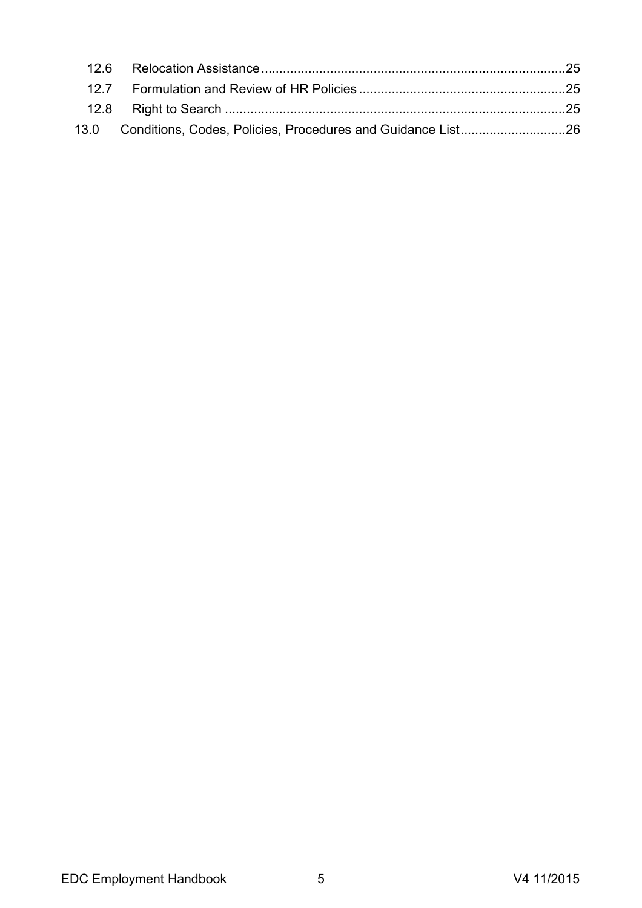12.6 Relocation Assistance ....................................................................................25

12.7 Formulation and Review of HR Policies .........................................................25

12.8 Right to Search ..............................................................................................25

13.0 Conditions, Codes, Policies, Procedures and Guidance List .............................26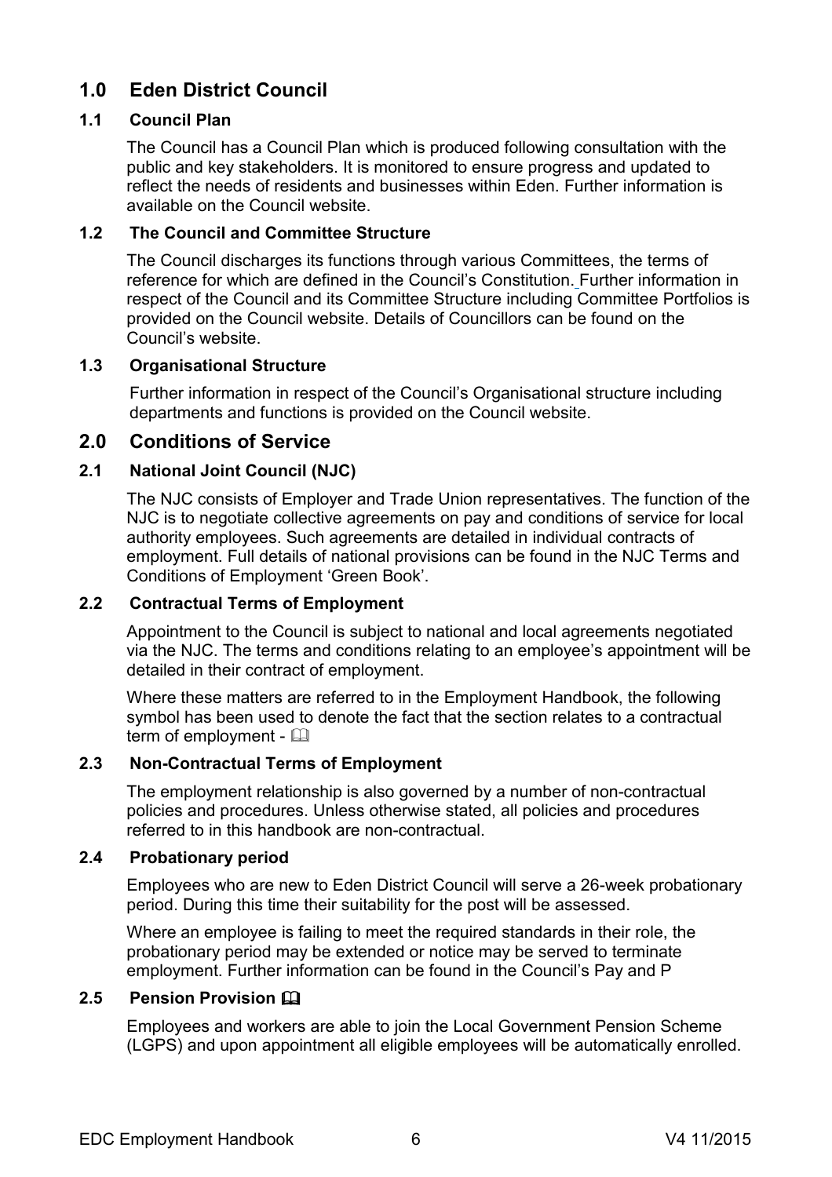## 1.0 Eden District Council

### 1.1 Council Plan

The Council has a Council Plan which is produced following consultation with the public and key stakeholders. It is monitored to ensure progress and updated to reflect the needs of residents and businesses within Eden. Further information is available on the Council website.

### 1.2 The Council and Committee Structure

The Council discharges its functions through various Committees, the terms of reference for which are defined in the Council's Constitution. Further information in respect of the Council and its Committee Structure including Committee Portfolios is provided on the Council website. Details of Councillors can be found on the Council's website.

### 1.3 Organisational Structure

Further information in respect of the Council's Organisational structure including departments and functions is provided on the Council website.

## 2.0 Conditions of Service

### 2.1 National Joint Council (NJC)

The NJC consists of Employer and Trade Union representatives. The function of the NJC is to negotiate collective agreements on pay and conditions of service for local authority employees. Such agreements are detailed in individual contracts of employment. Full details of national provisions can be found in the NJC Terms and Conditions of Employment 'Green Book'.

### 2.2 Contractual Terms of Employment

Appointment to the Council is subject to national and local agreements negotiated via the NJC. The terms and conditions relating to an employee's appointment will be detailed in their contract of employment.

Where these matters are referred to in the Employment Handbook, the following symbol has been used to denote the fact that the section relates to a contractual term of employment - 🕮

### 2.3 Non-Contractual Terms of Employment

The employment relationship is also governed by a number of non-contractual policies and procedures. Unless otherwise stated, all policies and procedures referred to in this handbook are non-contractual.

### 2.4 Probationary period

Employees who are new to Eden District Council will serve a 26-week probationary period. During this time their suitability for the post will be assessed.

Where an employee is failing to meet the required standards in their role, the probationary period may be extended or notice may be served to terminate employment. Further information can be found in the Council's Pay and P

### 2.5 Pension Provision 🕮

Employees and workers are able to join the Local Government Pension Scheme (LGPS) and upon appointment all eligible employees will be automatically enrolled.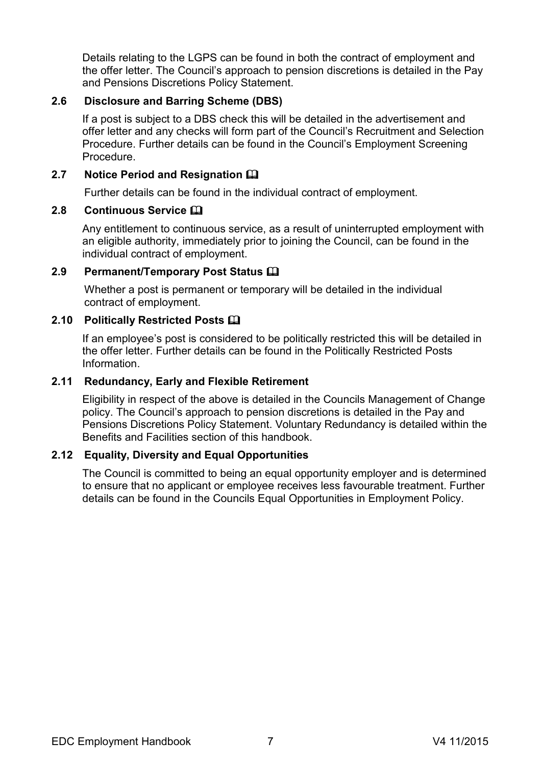Details relating to the LGPS can be found in both the contract of employment and the offer letter. The Council's approach to pension discretions is detailed in the Pay and Pensions Discretions Policy Statement.

### 2.6 Disclosure and Barring Scheme (DBS)

If a post is subject to a DBS check this will be detailed in the advertisement and offer letter and any checks will form part of the Council's Recruitment and Selection Procedure. Further details can be found in the Council's Employment Screening Procedure.

### 2.7 Notice Period and Resignation 🕮

Further details can be found in the individual contract of employment.

### 2.8 Continuous Service 🕮

Any entitlement to continuous service, as a result of uninterrupted employment with an eligible authority, immediately prior to joining the Council, can be found in the individual contract of employment.

### 2.9 Permanent/Temporary Post Status 🕮

Whether a post is permanent or temporary will be detailed in the individual contract of employment.

### 2.10 Politically Restricted Posts 🕮

If an employee's post is considered to be politically restricted this will be detailed in the offer letter. Further details can be found in the Politically Restricted Posts Information.

### 2.11 Redundancy, Early and Flexible Retirement

Eligibility in respect of the above is detailed in the Councils Management of Change policy. The Council's approach to pension discretions is detailed in the Pay and Pensions Discretions Policy Statement. Voluntary Redundancy is detailed within the Benefits and Facilities section of this handbook.

### 2.12 Equality, Diversity and Equal Opportunities

The Council is committed to being an equal opportunity employer and is determined to ensure that no applicant or employee receives less favourable treatment. Further details can be found in the Councils Equal Opportunities in Employment Policy.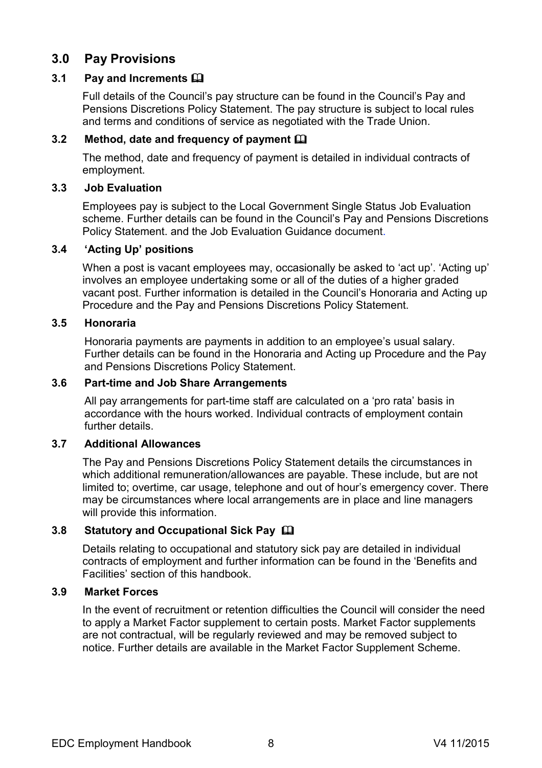## 3.0 Pay Provisions

### 3.1 Pay and Increments 🕮

Full details of the Council's pay structure can be found in the Council's Pay and Pensions Discretions Policy Statement. The pay structure is subject to local rules and terms and conditions of service as negotiated with the Trade Union.

### 3.2 Method, date and frequency of payment 🕮

The method, date and frequency of payment is detailed in individual contracts of employment.

### 3.3 Job Evaluation

Employees pay is subject to the Local Government Single Status Job Evaluation scheme. Further details can be found in the Council's Pay and Pensions Discretions Policy Statement. and the Job Evaluation Guidance document.

### 3.4 'Acting Up' positions

When a post is vacant employees may, occasionally be asked to 'act up'. 'Acting up' involves an employee undertaking some or all of the duties of a higher graded vacant post. Further information is detailed in the Council's Honoraria and Acting up Procedure and the Pay and Pensions Discretions Policy Statement.

### 3.5 Honoraria

Honoraria payments are payments in addition to an employee's usual salary. Further details can be found in the Honoraria and Acting up Procedure and the Pay and Pensions Discretions Policy Statement.

### 3.6 Part-time and Job Share Arrangements

All pay arrangements for part-time staff are calculated on a 'pro rata' basis in accordance with the hours worked. Individual contracts of employment contain further details.

### 3.7 Additional Allowances

The Pay and Pensions Discretions Policy Statement details the circumstances in which additional remuneration/allowances are payable. These include, but are not limited to; overtime, car usage, telephone and out of hour's emergency cover. There may be circumstances where local arrangements are in place and line managers will provide this information.

### 3.8 Statutory and Occupational Sick Pay 🕮

Details relating to occupational and statutory sick pay are detailed in individual contracts of employment and further information can be found in the 'Benefits and Facilities' section of this handbook.

### 3.9 Market Forces

In the event of recruitment or retention difficulties the Council will consider the need to apply a Market Factor supplement to certain posts. Market Factor supplements are not contractual, will be regularly reviewed and may be removed subject to notice. Further details are available in the Market Factor Supplement Scheme.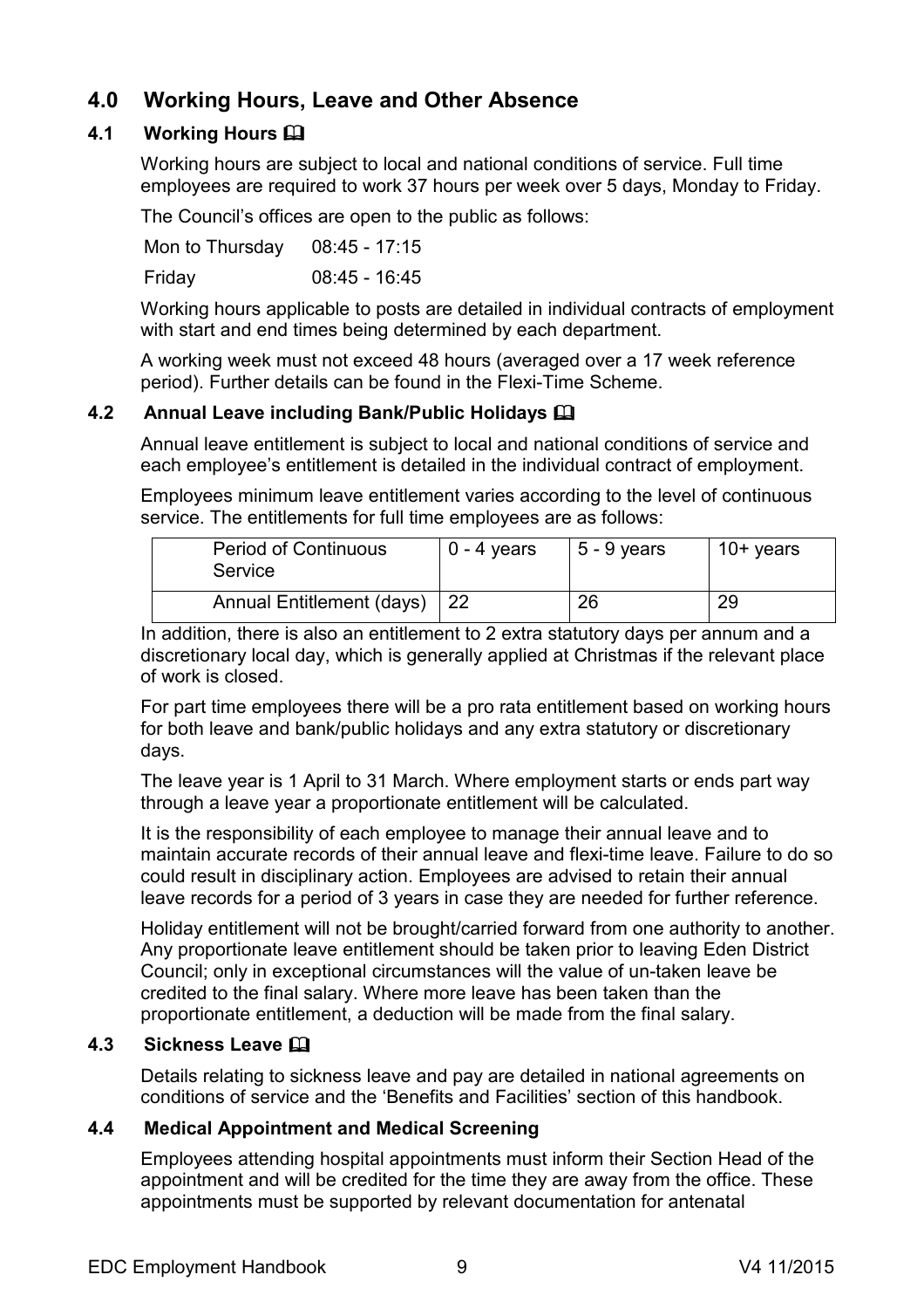## 4.0 Working Hours, Leave and Other Absence

### 4.1 Working Hours 🕮

Working hours are subject to local and national conditions of service. Full time employees are required to work 37 hours per week over 5 days, Monday to Friday.

The Council's offices are open to the public as follows:

| Mon to Thursday | 08:45 - 17:15 |
|---|---|
| Friday | 08:45 - 16:45 |

Working hours applicable to posts are detailed in individual contracts of employment with start and end times being determined by each department.

A working week must not exceed 48 hours (averaged over a 17 week reference period). Further details can be found in the Flexi-Time Scheme.

### 4.2 Annual Leave including Bank/Public Holidays 🕮

Annual leave entitlement is subject to local and national conditions of service and each employee's entitlement is detailed in the individual contract of employment.

Employees minimum leave entitlement varies according to the level of continuous service. The entitlements for full time employees are as follows:

| Period of Continuous Service | 0 - 4 years | 5 - 9 years | 10+ years |
|---|---|---|---|
| Annual Entitlement (days) | 22 | 26 | 29 |

In addition, there is also an entitlement to 2 extra statutory days per annum and a discretionary local day, which is generally applied at Christmas if the relevant place of work is closed.

For part time employees there will be a pro rata entitlement based on working hours for both leave and bank/public holidays and any extra statutory or discretionary days.

The leave year is 1 April to 31 March. Where employment starts or ends part way through a leave year a proportionate entitlement will be calculated.

It is the responsibility of each employee to manage their annual leave and to maintain accurate records of their annual leave and flexi-time leave. Failure to do so could result in disciplinary action. Employees are advised to retain their annual leave records for a period of 3 years in case they are needed for further reference.

Holiday entitlement will not be brought/carried forward from one authority to another. Any proportionate leave entitlement should be taken prior to leaving Eden District Council; only in exceptional circumstances will the value of un-taken leave be credited to the final salary. Where more leave has been taken than the proportionate entitlement, a deduction will be made from the final salary.

### 4.3 Sickness Leave 🕮

Details relating to sickness leave and pay are detailed in national agreements on conditions of service and the 'Benefits and Facilities' section of this handbook.

### 4.4 Medical Appointment and Medical Screening

Employees attending hospital appointments must inform their Section Head of the appointment and will be credited for the time they are away from the office. These appointments must be supported by relevant documentation for antenatal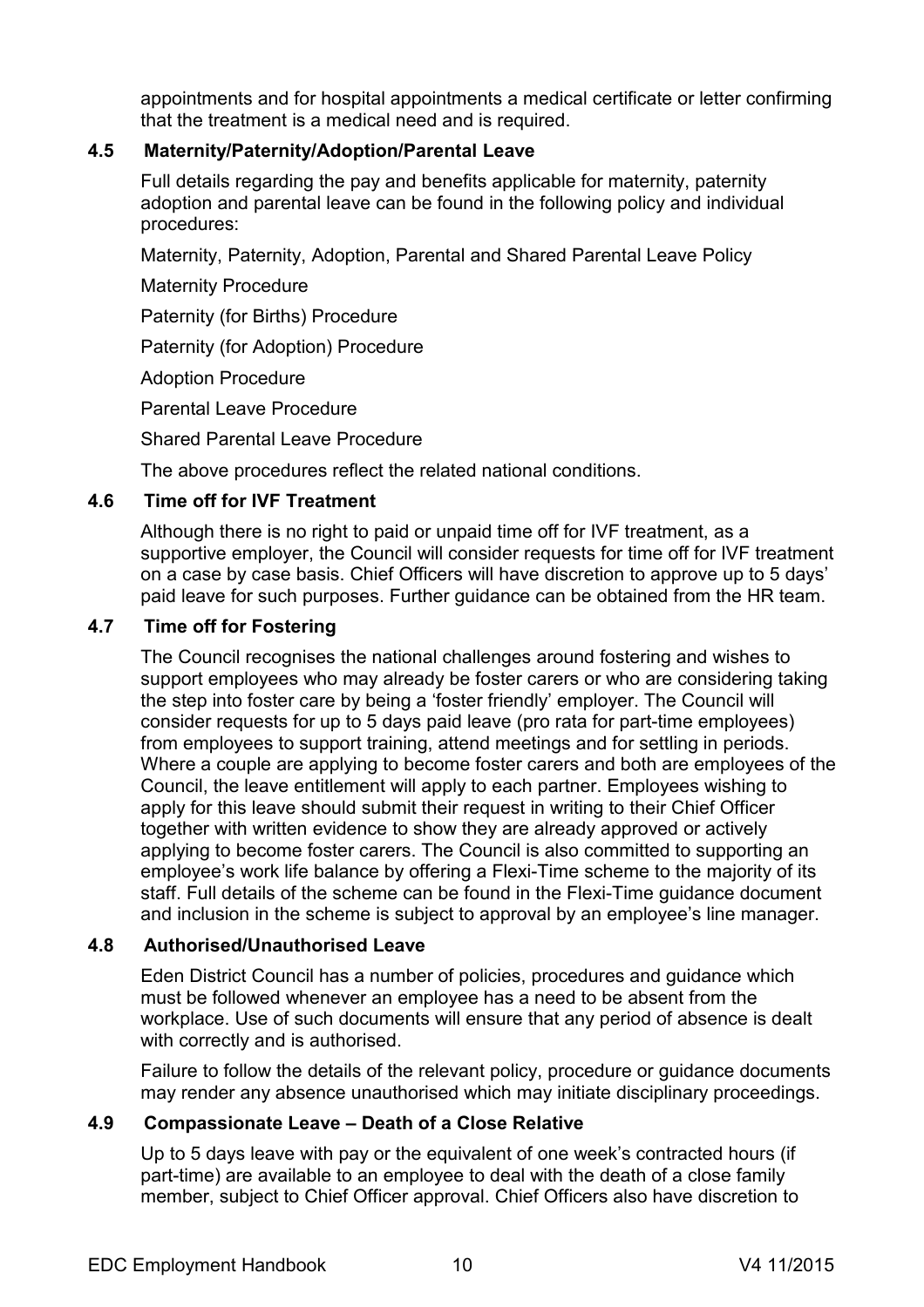appointments and for hospital appointments a medical certificate or letter confirming that the treatment is a medical need and is required.

### 4.5 Maternity/Paternity/Adoption/Parental Leave

Full details regarding the pay and benefits applicable for maternity, paternity adoption and parental leave can be found in the following policy and individual procedures:

Maternity, Paternity, Adoption, Parental and Shared Parental Leave Policy

Maternity Procedure

Paternity (for Births) Procedure

Paternity (for Adoption) Procedure

Adoption Procedure

Parental Leave Procedure

Shared Parental Leave Procedure

The above procedures reflect the related national conditions.

### 4.6 Time off for IVF Treatment

Although there is no right to paid or unpaid time off for IVF treatment, as a supportive employer, the Council will consider requests for time off for IVF treatment on a case by case basis. Chief Officers will have discretion to approve up to 5 days' paid leave for such purposes. Further guidance can be obtained from the HR team.

### 4.7 Time off for Fostering

The Council recognises the national challenges around fostering and wishes to support employees who may already be foster carers or who are considering taking the step into foster care by being a 'foster friendly' employer. The Council will consider requests for up to 5 days paid leave (pro rata for part-time employees) from employees to support training, attend meetings and for settling in periods. Where a couple are applying to become foster carers and both are employees of the Council, the leave entitlement will apply to each partner. Employees wishing to apply for this leave should submit their request in writing to their Chief Officer together with written evidence to show they are already approved or actively applying to become foster carers. The Council is also committed to supporting an employee's work life balance by offering a Flexi-Time scheme to the majority of its staff. Full details of the scheme can be found in the Flexi-Time guidance document and inclusion in the scheme is subject to approval by an employee's line manager.

### 4.8 Authorised/Unauthorised Leave

Eden District Council has a number of policies, procedures and guidance which must be followed whenever an employee has a need to be absent from the workplace. Use of such documents will ensure that any period of absence is dealt with correctly and is authorised.

Failure to follow the details of the relevant policy, procedure or guidance documents may render any absence unauthorised which may initiate disciplinary proceedings.

### 4.9 Compassionate Leave – Death of a Close Relative

Up to 5 days leave with pay or the equivalent of one week's contracted hours (if part-time) are available to an employee to deal with the death of a close family member, subject to Chief Officer approval. Chief Officers also have discretion to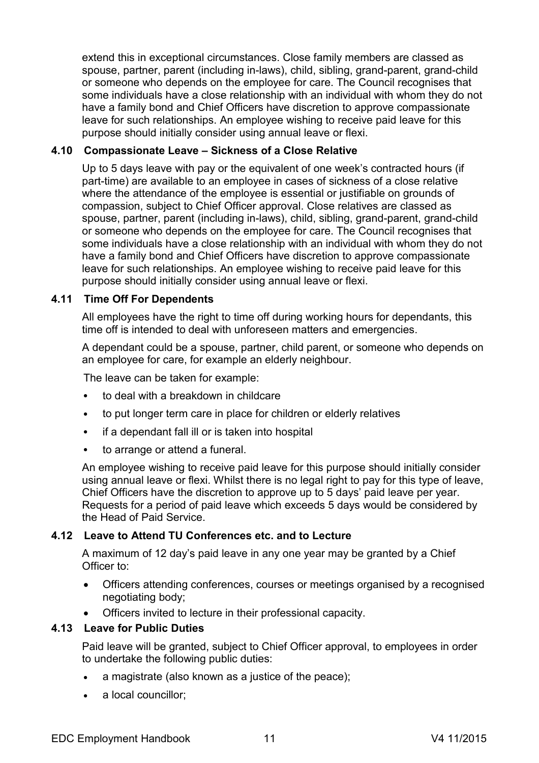extend this in exceptional circumstances. Close family members are classed as spouse, partner, parent (including in-laws), child, sibling, grand-parent, grand-child or someone who depends on the employee for care. The Council recognises that some individuals have a close relationship with an individual with whom they do not have a family bond and Chief Officers have discretion to approve compassionate leave for such relationships. An employee wishing to receive paid leave for this purpose should initially consider using annual leave or flexi.

### 4.10 Compassionate Leave – Sickness of a Close Relative

Up to 5 days leave with pay or the equivalent of one week's contracted hours (if part-time) are available to an employee in cases of sickness of a close relative where the attendance of the employee is essential or justifiable on grounds of compassion, subject to Chief Officer approval. Close relatives are classed as spouse, partner, parent (including in-laws), child, sibling, grand-parent, grand-child or someone who depends on the employee for care. The Council recognises that some individuals have a close relationship with an individual with whom they do not have a family bond and Chief Officers have discretion to approve compassionate leave for such relationships. An employee wishing to receive paid leave for this purpose should initially consider using annual leave or flexi.

### 4.11 Time Off For Dependents

All employees have the right to time off during working hours for dependants, this time off is intended to deal with unforeseen matters and emergencies.

A dependant could be a spouse, partner, child parent, or someone who depends on an employee for care, for example an elderly neighbour.

The leave can be taken for example:

- to deal with a breakdown in childcare
- to put longer term care in place for children or elderly relatives
- if a dependant fall ill or is taken into hospital
- to arrange or attend a funeral.

An employee wishing to receive paid leave for this purpose should initially consider using annual leave or flexi. Whilst there is no legal right to pay for this type of leave, Chief Officers have the discretion to approve up to 5 days' paid leave per year. Requests for a period of paid leave which exceeds 5 days would be considered by the Head of Paid Service.

### 4.12 Leave to Attend TU Conferences etc. and to Lecture

A maximum of 12 day's paid leave in any one year may be granted by a Chief Officer to:

- Officers attending conferences, courses or meetings organised by a recognised negotiating body;
- Officers invited to lecture in their professional capacity.

### 4.13 Leave for Public Duties

Paid leave will be granted, subject to Chief Officer approval, to employees in order to undertake the following public duties:

- a magistrate (also known as a justice of the peace);
- a local councillor;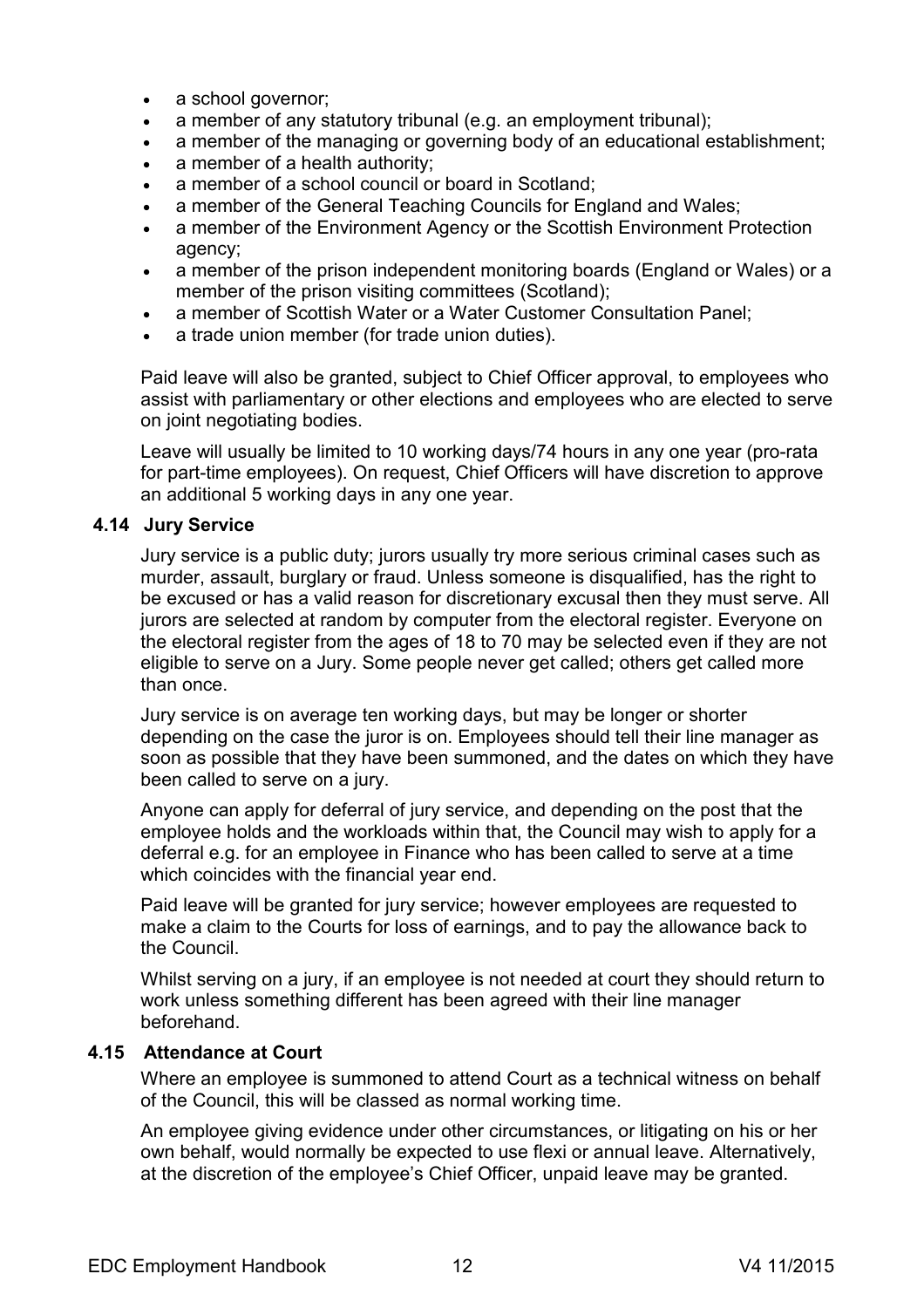- a school governor;
- a member of any statutory tribunal (e.g. an employment tribunal);
- a member of the managing or governing body of an educational establishment;
- a member of a health authority;
- a member of a school council or board in Scotland;
- a member of the General Teaching Councils for England and Wales;
- a member of the Environment Agency or the Scottish Environment Protection agency;
- a member of the prison independent monitoring boards (England or Wales) or a member of the prison visiting committees (Scotland);
- a member of Scottish Water or a Water Customer Consultation Panel;
- a trade union member (for trade union duties).

Paid leave will also be granted, subject to Chief Officer approval, to employees who assist with parliamentary or other elections and employees who are elected to serve on joint negotiating bodies.

Leave will usually be limited to 10 working days/74 hours in any one year (pro-rata for part-time employees). On request, Chief Officers will have discretion to approve an additional 5 working days in any one year.

### 4.14 Jury Service

Jury service is a public duty; jurors usually try more serious criminal cases such as murder, assault, burglary or fraud. Unless someone is disqualified, has the right to be excused or has a valid reason for discretionary excusal then they must serve. All jurors are selected at random by computer from the electoral register. Everyone on the electoral register from the ages of 18 to 70 may be selected even if they are not eligible to serve on a Jury. Some people never get called; others get called more than once.

Jury service is on average ten working days, but may be longer or shorter depending on the case the juror is on. Employees should tell their line manager as soon as possible that they have been summoned, and the dates on which they have been called to serve on a jury.

Anyone can apply for deferral of jury service, and depending on the post that the employee holds and the workloads within that, the Council may wish to apply for a deferral e.g. for an employee in Finance who has been called to serve at a time which coincides with the financial year end.

Paid leave will be granted for jury service; however employees are requested to make a claim to the Courts for loss of earnings, and to pay the allowance back to the Council.

Whilst serving on a jury, if an employee is not needed at court they should return to work unless something different has been agreed with their line manager beforehand.

### 4.15 Attendance at Court

Where an employee is summoned to attend Court as a technical witness on behalf of the Council, this will be classed as normal working time.

An employee giving evidence under other circumstances, or litigating on his or her own behalf, would normally be expected to use flexi or annual leave. Alternatively, at the discretion of the employee's Chief Officer, unpaid leave may be granted.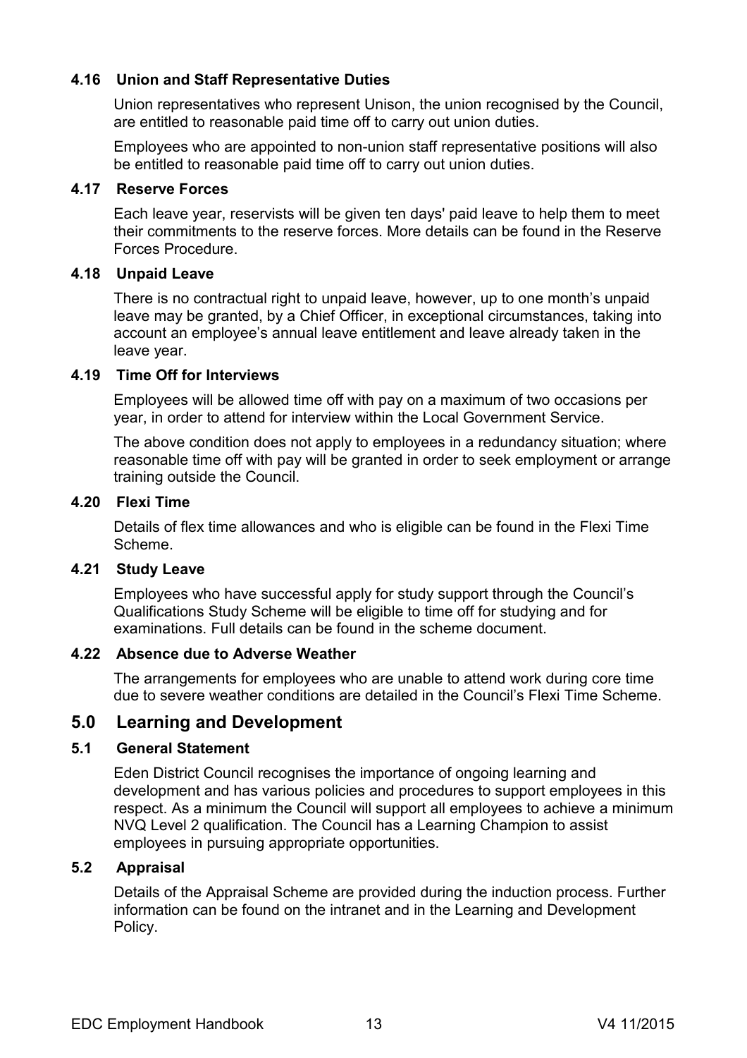### 4.16 Union and Staff Representative Duties

Union representatives who represent Unison, the union recognised by the Council, are entitled to reasonable paid time off to carry out union duties.

Employees who are appointed to non-union staff representative positions will also be entitled to reasonable paid time off to carry out union duties.

### 4.17 Reserve Forces

Each leave year, reservists will be given ten days' paid leave to help them to meet their commitments to the reserve forces. More details can be found in the Reserve Forces Procedure.

### 4.18 Unpaid Leave

There is no contractual right to unpaid leave, however, up to one month's unpaid leave may be granted, by a Chief Officer, in exceptional circumstances, taking into account an employee's annual leave entitlement and leave already taken in the leave year.

### 4.19 Time Off for Interviews

Employees will be allowed time off with pay on a maximum of two occasions per year, in order to attend for interview within the Local Government Service.

The above condition does not apply to employees in a redundancy situation; where reasonable time off with pay will be granted in order to seek employment or arrange training outside the Council.

### 4.20 Flexi Time

Details of flex time allowances and who is eligible can be found in the Flexi Time Scheme.

### 4.21 Study Leave

Employees who have successful apply for study support through the Council's Qualifications Study Scheme will be eligible to time off for studying and for examinations. Full details can be found in the scheme document.

### 4.22 Absence due to Adverse Weather

The arrangements for employees who are unable to attend work during core time due to severe weather conditions are detailed in the Council's Flexi Time Scheme.

## 5.0 Learning and Development

### 5.1 General Statement

Eden District Council recognises the importance of ongoing learning and development and has various policies and procedures to support employees in this respect. As a minimum the Council will support all employees to achieve a minimum NVQ Level 2 qualification. The Council has a Learning Champion to assist employees in pursuing appropriate opportunities.

### 5.2 Appraisal

Details of the Appraisal Scheme are provided during the induction process. Further information can be found on the intranet and in the Learning and Development Policy.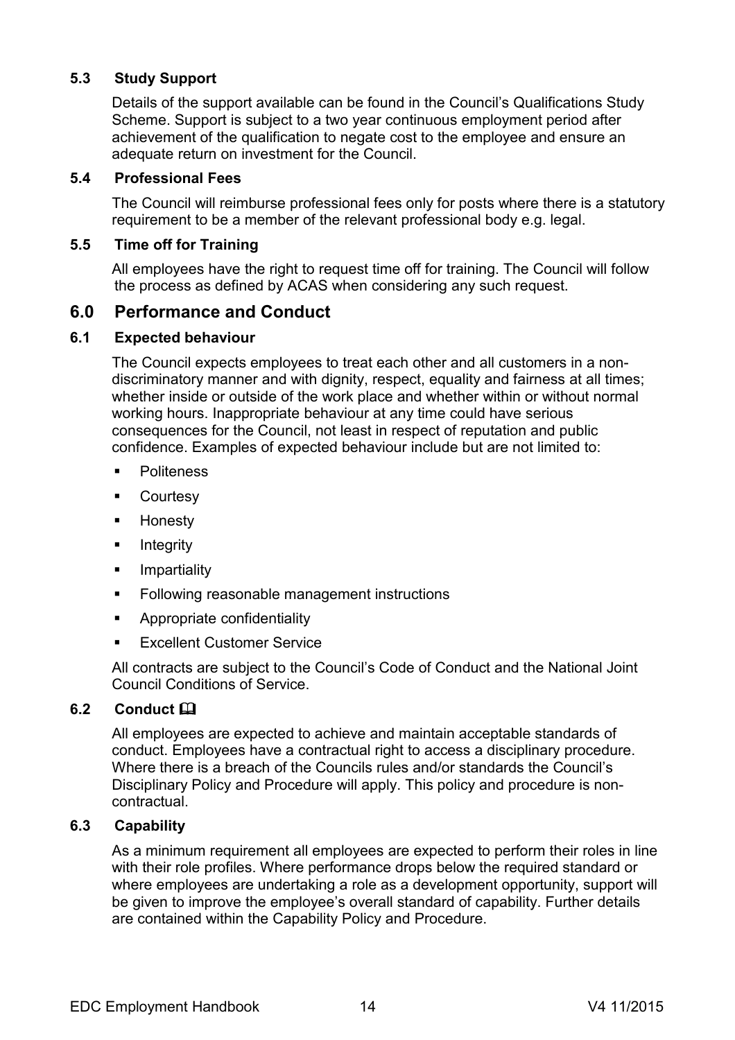### 5.3 Study Support

Details of the support available can be found in the Council's Qualifications Study Scheme. Support is subject to a two year continuous employment period after achievement of the qualification to negate cost to the employee and ensure an adequate return on investment for the Council.

### 5.4 Professional Fees

The Council will reimburse professional fees only for posts where there is a statutory requirement to be a member of the relevant professional body e.g. legal.

### 5.5 Time off for Training

All employees have the right to request time off for training. The Council will follow the process as defined by ACAS when considering any such request.

## 6.0 Performance and Conduct

### 6.1 Expected behaviour

The Council expects employees to treat each other and all customers in a non-discriminatory manner and with dignity, respect, equality and fairness at all times; whether inside or outside of the work place and whether within or without normal working hours. Inappropriate behaviour at any time could have serious consequences for the Council, not least in respect of reputation and public confidence. Examples of expected behaviour include but are not limited to:

- Politeness
- Courtesy
- Honesty
- Integrity
- Impartiality
- Following reasonable management instructions
- Appropriate confidentiality
- Excellent Customer Service

All contracts are subject to the Council's Code of Conduct and the National Joint Council Conditions of Service.

### 6.2 Conduct 🕮

All employees are expected to achieve and maintain acceptable standards of conduct. Employees have a contractual right to access a disciplinary procedure. Where there is a breach of the Councils rules and/or standards the Council's Disciplinary Policy and Procedure will apply. This policy and procedure is non-contractual.

### 6.3 Capability

As a minimum requirement all employees are expected to perform their roles in line with their role profiles. Where performance drops below the required standard or where employees are undertaking a role as a development opportunity, support will be given to improve the employee's overall standard of capability. Further details are contained within the Capability Policy and Procedure.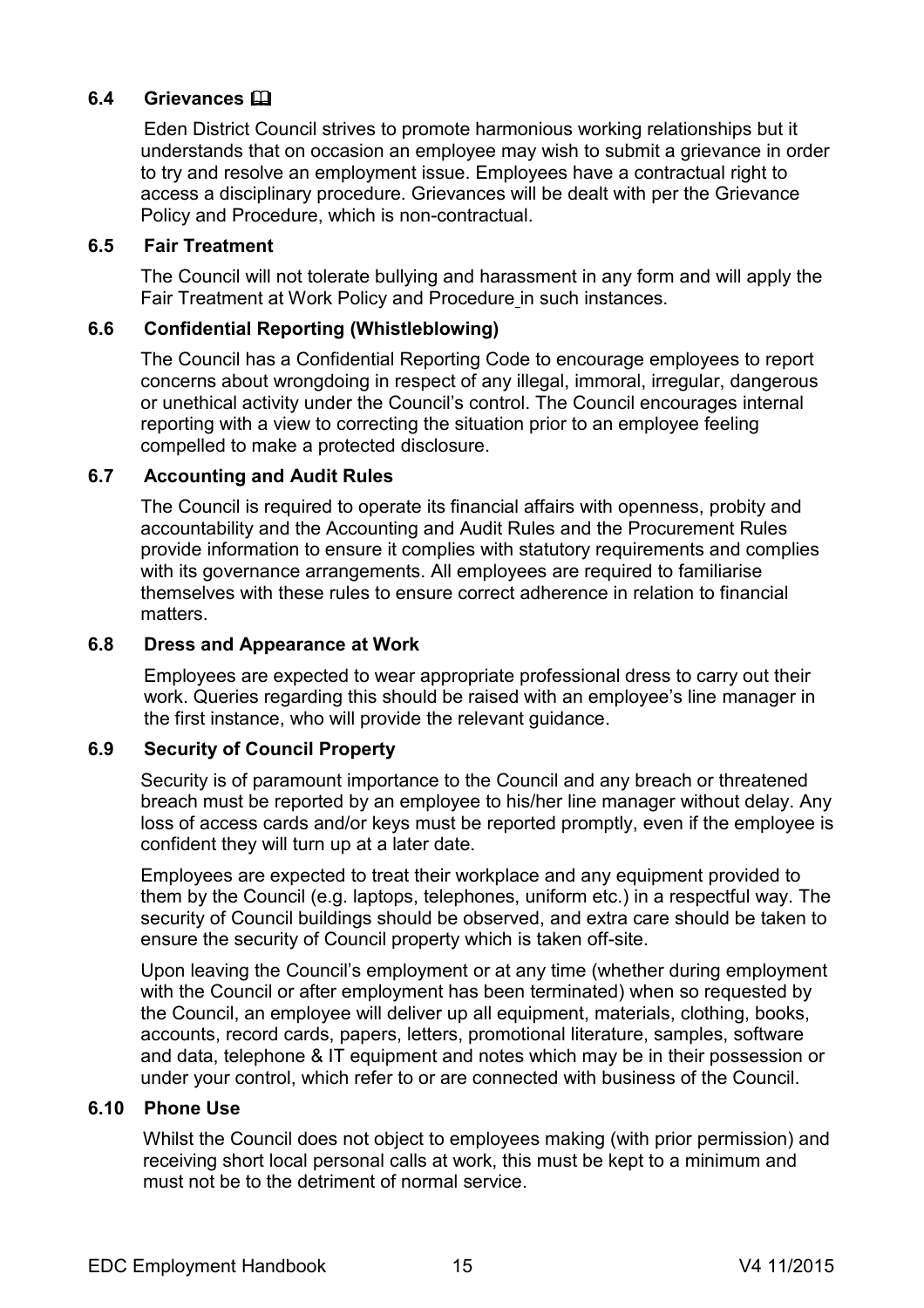### 6.4 Grievances 🕮

Eden District Council strives to promote harmonious working relationships but it understands that on occasion an employee may wish to submit a grievance in order to try and resolve an employment issue. Employees have a contractual right to access a disciplinary procedure. Grievances will be dealt with per the Grievance Policy and Procedure, which is non-contractual.

### 6.5 Fair Treatment

The Council will not tolerate bullying and harassment in any form and will apply the Fair Treatment at Work Policy and Procedure in such instances.

### 6.6 Confidential Reporting (Whistleblowing)

The Council has a Confidential Reporting Code to encourage employees to report concerns about wrongdoing in respect of any illegal, immoral, irregular, dangerous or unethical activity under the Council's control. The Council encourages internal reporting with a view to correcting the situation prior to an employee feeling compelled to make a protected disclosure.

### 6.7 Accounting and Audit Rules

The Council is required to operate its financial affairs with openness, probity and accountability and the Accounting and Audit Rules and the Procurement Rules provide information to ensure it complies with statutory requirements and complies with its governance arrangements. All employees are required to familiarise themselves with these rules to ensure correct adherence in relation to financial matters.

### 6.8 Dress and Appearance at Work

Employees are expected to wear appropriate professional dress to carry out their work. Queries regarding this should be raised with an employee's line manager in the first instance, who will provide the relevant guidance.

### 6.9 Security of Council Property

Security is of paramount importance to the Council and any breach or threatened breach must be reported by an employee to his/her line manager without delay. Any loss of access cards and/or keys must be reported promptly, even if the employee is confident they will turn up at a later date.

Employees are expected to treat their workplace and any equipment provided to them by the Council (e.g. laptops, telephones, uniform etc.) in a respectful way. The security of Council buildings should be observed, and extra care should be taken to ensure the security of Council property which is taken off-site.

Upon leaving the Council's employment or at any time (whether during employment with the Council or after employment has been terminated) when so requested by the Council, an employee will deliver up all equipment, materials, clothing, books, accounts, record cards, papers, letters, promotional literature, samples, software and data, telephone & IT equipment and notes which may be in their possession or under your control, which refer to or are connected with business of the Council.

### 6.10 Phone Use

Whilst the Council does not object to employees making (with prior permission) and receiving short local personal calls at work, this must be kept to a minimum and must not be to the detriment of normal service.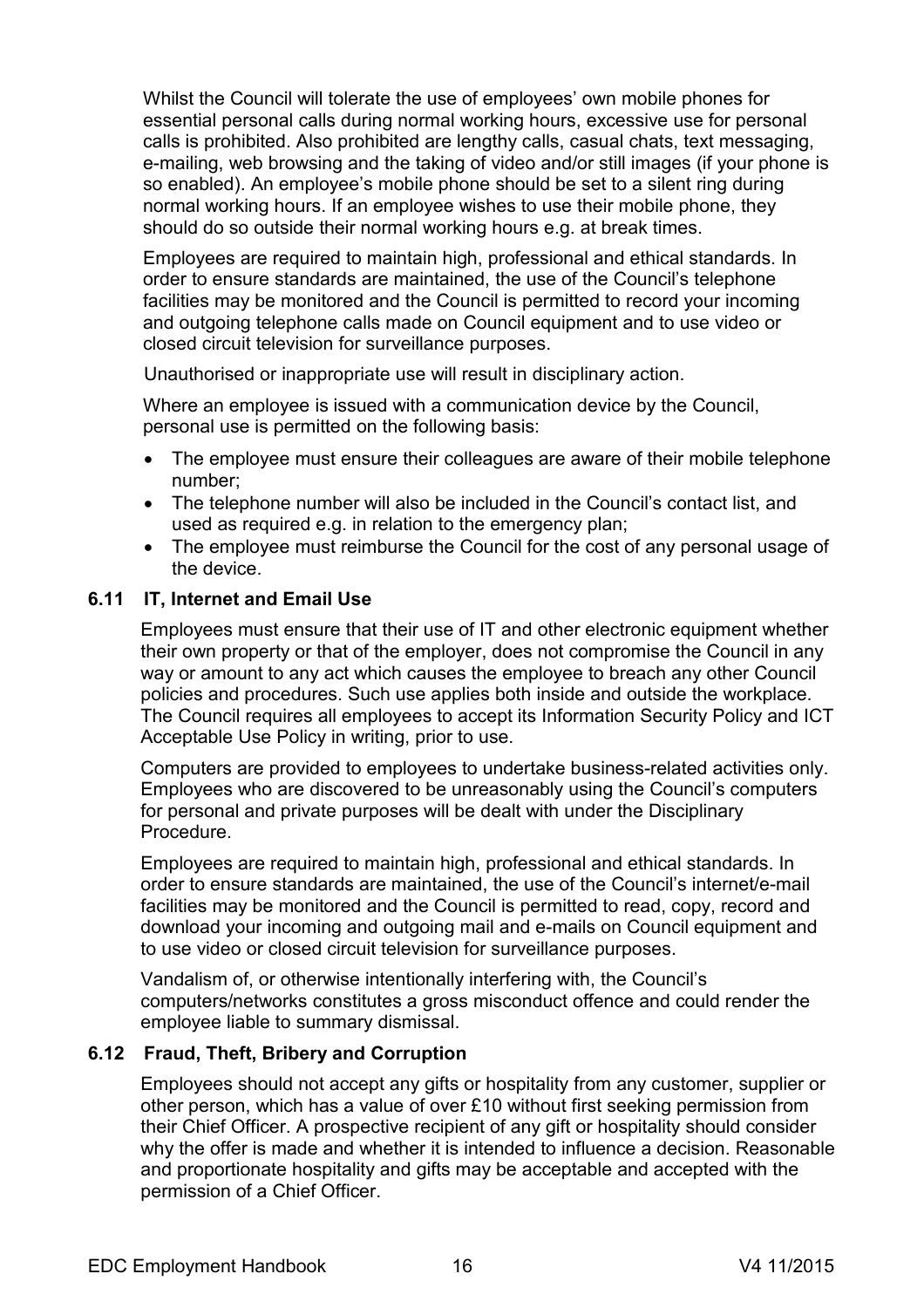Whilst the Council will tolerate the use of employees' own mobile phones for essential personal calls during normal working hours, excessive use for personal calls is prohibited. Also prohibited are lengthy calls, casual chats, text messaging, e-mailing, web browsing and the taking of video and/or still images (if your phone is so enabled). An employee's mobile phone should be set to a silent ring during normal working hours. If an employee wishes to use their mobile phone, they should do so outside their normal working hours e.g. at break times.

Employees are required to maintain high, professional and ethical standards. In order to ensure standards are maintained, the use of the Council's telephone facilities may be monitored and the Council is permitted to record your incoming and outgoing telephone calls made on Council equipment and to use video or closed circuit television for surveillance purposes.

Unauthorised or inappropriate use will result in disciplinary action.

Where an employee is issued with a communication device by the Council, personal use is permitted on the following basis:

- The employee must ensure their colleagues are aware of their mobile telephone number;
- The telephone number will also be included in the Council's contact list, and used as required e.g. in relation to the emergency plan;
- The employee must reimburse the Council for the cost of any personal usage of the device.

### 6.11 IT, Internet and Email Use

Employees must ensure that their use of IT and other electronic equipment whether their own property or that of the employer, does not compromise the Council in any way or amount to any act which causes the employee to breach any other Council policies and procedures. Such use applies both inside and outside the workplace. The Council requires all employees to accept its Information Security Policy and ICT Acceptable Use Policy in writing, prior to use.

Computers are provided to employees to undertake business-related activities only. Employees who are discovered to be unreasonably using the Council's computers for personal and private purposes will be dealt with under the Disciplinary Procedure.

Employees are required to maintain high, professional and ethical standards. In order to ensure standards are maintained, the use of the Council's internet/e-mail facilities may be monitored and the Council is permitted to read, copy, record and download your incoming and outgoing mail and e-mails on Council equipment and to use video or closed circuit television for surveillance purposes.

Vandalism of, or otherwise intentionally interfering with, the Council's computers/networks constitutes a gross misconduct offence and could render the employee liable to summary dismissal.

### 6.12 Fraud, Theft, Bribery and Corruption

Employees should not accept any gifts or hospitality from any customer, supplier or other person, which has a value of over £10 without first seeking permission from their Chief Officer. A prospective recipient of any gift or hospitality should consider why the offer is made and whether it is intended to influence a decision. Reasonable and proportionate hospitality and gifts may be acceptable and accepted with the permission of a Chief Officer.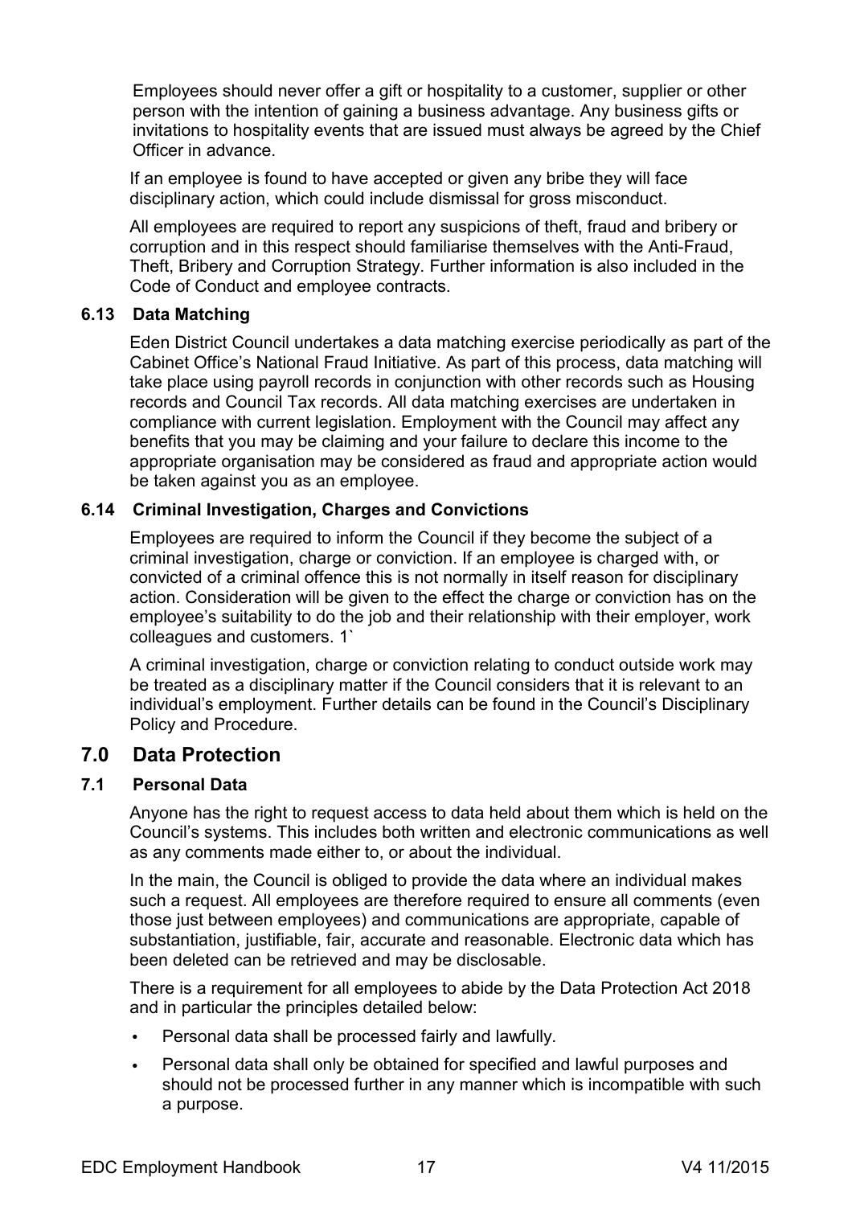Employees should never offer a gift or hospitality to a customer, supplier or other person with the intention of gaining a business advantage. Any business gifts or invitations to hospitality events that are issued must always be agreed by the Chief Officer in advance.

If an employee is found to have accepted or given any bribe they will face disciplinary action, which could include dismissal for gross misconduct.

All employees are required to report any suspicions of theft, fraud and bribery or corruption and in this respect should familiarise themselves with the Anti-Fraud, Theft, Bribery and Corruption Strategy. Further information is also included in the Code of Conduct and employee contracts.

### 6.13 Data Matching

Eden District Council undertakes a data matching exercise periodically as part of the Cabinet Office's National Fraud Initiative. As part of this process, data matching will take place using payroll records in conjunction with other records such as Housing records and Council Tax records. All data matching exercises are undertaken in compliance with current legislation. Employment with the Council may affect any benefits that you may be claiming and your failure to declare this income to the appropriate organisation may be considered as fraud and appropriate action would be taken against you as an employee.

### 6.14 Criminal Investigation, Charges and Convictions

Employees are required to inform the Council if they become the subject of a criminal investigation, charge or conviction. If an employee is charged with, or convicted of a criminal offence this is not normally in itself reason for disciplinary action. Consideration will be given to the effect the charge or conviction has on the employee's suitability to do the job and their relationship with their employer, work colleagues and customers. 1`

A criminal investigation, charge or conviction relating to conduct outside work may be treated as a disciplinary matter if the Council considers that it is relevant to an individual's employment. Further details can be found in the Council's Disciplinary Policy and Procedure.

## 7.0 Data Protection

### 7.1 Personal Data

Anyone has the right to request access to data held about them which is held on the Council's systems. This includes both written and electronic communications as well as any comments made either to, or about the individual.

In the main, the Council is obliged to provide the data where an individual makes such a request. All employees are therefore required to ensure all comments (even those just between employees) and communications are appropriate, capable of substantiation, justifiable, fair, accurate and reasonable. Electronic data which has been deleted can be retrieved and may be disclosable.

There is a requirement for all employees to abide by the Data Protection Act 2018 and in particular the principles detailed below:

- Personal data shall be processed fairly and lawfully.
- Personal data shall only be obtained for specified and lawful purposes and should not be processed further in any manner which is incompatible with such a purpose.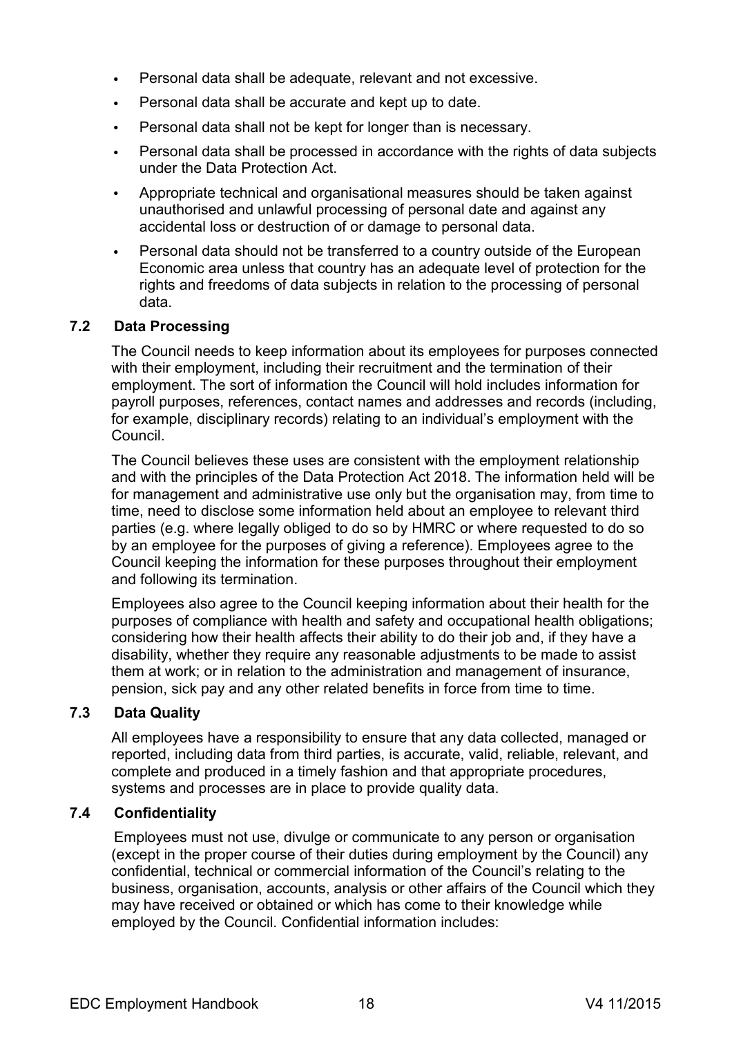- Personal data shall be adequate, relevant and not excessive.
- Personal data shall be accurate and kept up to date.
- Personal data shall not be kept for longer than is necessary.
- Personal data shall be processed in accordance with the rights of data subjects under the Data Protection Act.
- Appropriate technical and organisational measures should be taken against unauthorised and unlawful processing of personal date and against any accidental loss or destruction of or damage to personal data.
- Personal data should not be transferred to a country outside of the European Economic area unless that country has an adequate level of protection for the rights and freedoms of data subjects in relation to the processing of personal data.

### 7.2 Data Processing

The Council needs to keep information about its employees for purposes connected with their employment, including their recruitment and the termination of their employment. The sort of information the Council will hold includes information for payroll purposes, references, contact names and addresses and records (including, for example, disciplinary records) relating to an individual's employment with the Council.

The Council believes these uses are consistent with the employment relationship and with the principles of the Data Protection Act 2018. The information held will be for management and administrative use only but the organisation may, from time to time, need to disclose some information held about an employee to relevant third parties (e.g. where legally obliged to do so by HMRC or where requested to do so by an employee for the purposes of giving a reference). Employees agree to the Council keeping the information for these purposes throughout their employment and following its termination.

Employees also agree to the Council keeping information about their health for the purposes of compliance with health and safety and occupational health obligations; considering how their health affects their ability to do their job and, if they have a disability, whether they require any reasonable adjustments to be made to assist them at work; or in relation to the administration and management of insurance, pension, sick pay and any other related benefits in force from time to time.

### 7.3 Data Quality

All employees have a responsibility to ensure that any data collected, managed or reported, including data from third parties, is accurate, valid, reliable, relevant, and complete and produced in a timely fashion and that appropriate procedures, systems and processes are in place to provide quality data.

### 7.4 Confidentiality

Employees must not use, divulge or communicate to any person or organisation (except in the proper course of their duties during employment by the Council) any confidential, technical or commercial information of the Council's relating to the business, organisation, accounts, analysis or other affairs of the Council which they may have received or obtained or which has come to their knowledge while employed by the Council. Confidential information includes: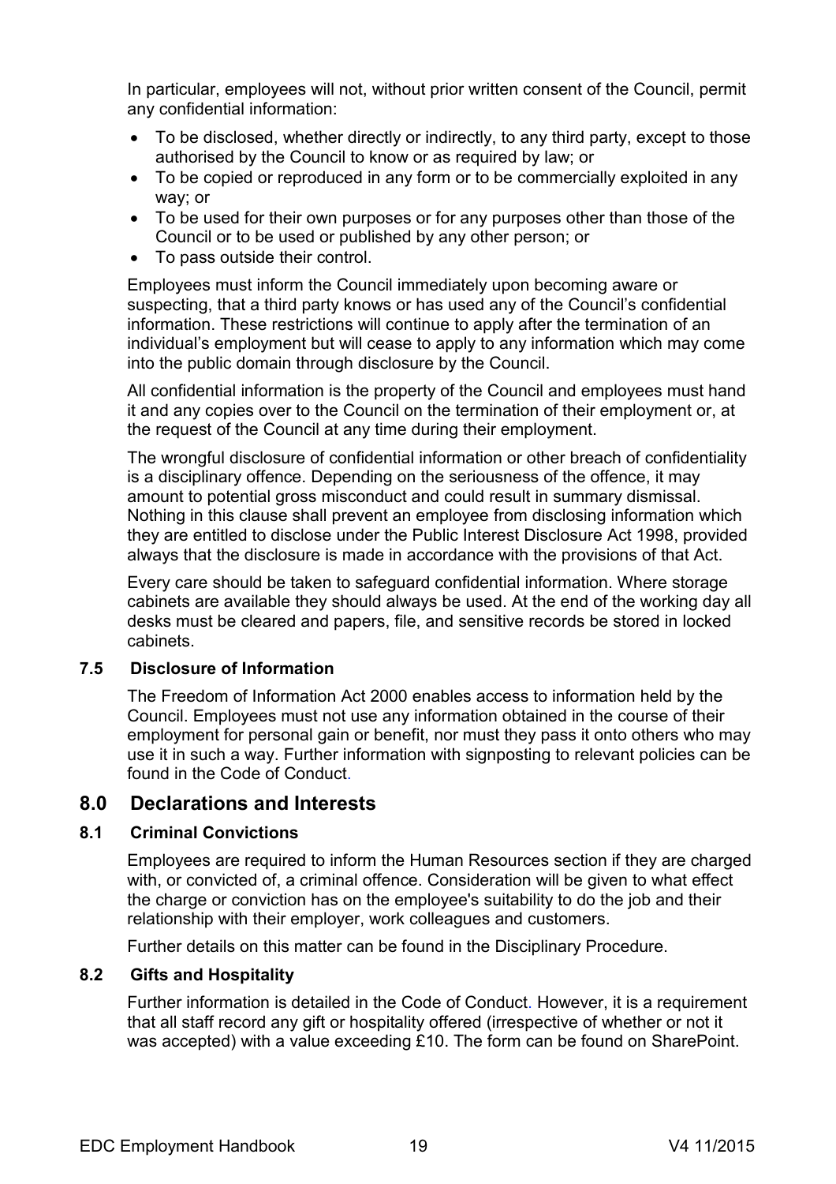In particular, employees will not, without prior written consent of the Council, permit any confidential information:

- To be disclosed, whether directly or indirectly, to any third party, except to those authorised by the Council to know or as required by law; or
- To be copied or reproduced in any form or to be commercially exploited in any way; or
- To be used for their own purposes or for any purposes other than those of the Council or to be used or published by any other person; or
- To pass outside their control.

Employees must inform the Council immediately upon becoming aware or suspecting, that a third party knows or has used any of the Council's confidential information. These restrictions will continue to apply after the termination of an individual's employment but will cease to apply to any information which may come into the public domain through disclosure by the Council.

All confidential information is the property of the Council and employees must hand it and any copies over to the Council on the termination of their employment or, at the request of the Council at any time during their employment.

The wrongful disclosure of confidential information or other breach of confidentiality is a disciplinary offence. Depending on the seriousness of the offence, it may amount to potential gross misconduct and could result in summary dismissal. Nothing in this clause shall prevent an employee from disclosing information which they are entitled to disclose under the Public Interest Disclosure Act 1998, provided always that the disclosure is made in accordance with the provisions of that Act.

Every care should be taken to safeguard confidential information. Where storage cabinets are available they should always be used. At the end of the working day all desks must be cleared and papers, file, and sensitive records be stored in locked cabinets.

### 7.5 Disclosure of Information

The Freedom of Information Act 2000 enables access to information held by the Council. Employees must not use any information obtained in the course of their employment for personal gain or benefit, nor must they pass it onto others who may use it in such a way. Further information with signposting to relevant policies can be found in the Code of Conduct.

## 8.0 Declarations and Interests

### 8.1 Criminal Convictions

Employees are required to inform the Human Resources section if they are charged with, or convicted of, a criminal offence. Consideration will be given to what effect the charge or conviction has on the employee's suitability to do the job and their relationship with their employer, work colleagues and customers.

Further details on this matter can be found in the Disciplinary Procedure.

### 8.2 Gifts and Hospitality

Further information is detailed in the Code of Conduct. However, it is a requirement that all staff record any gift or hospitality offered (irrespective of whether or not it was accepted) with a value exceeding £10. The form can be found on SharePoint.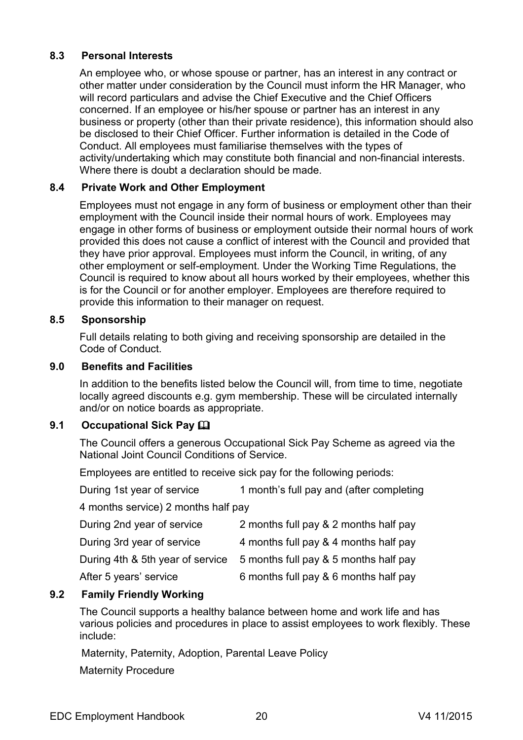### 8.3 Personal Interests

An employee who, or whose spouse or partner, has an interest in any contract or other matter under consideration by the Council must inform the HR Manager, who will record particulars and advise the Chief Executive and the Chief Officers concerned. If an employee or his/her spouse or partner has an interest in any business or property (other than their private residence), this information should also be disclosed to their Chief Officer. Further information is detailed in the Code of Conduct. All employees must familiarise themselves with the types of activity/undertaking which may constitute both financial and non-financial interests. Where there is doubt a declaration should be made.

### 8.4 Private Work and Other Employment

Employees must not engage in any form of business or employment other than their employment with the Council inside their normal hours of work. Employees may engage in other forms of business or employment outside their normal hours of work provided this does not cause a conflict of interest with the Council and provided that they have prior approval. Employees must inform the Council, in writing, of any other employment or self-employment. Under the Working Time Regulations, the Council is required to know about all hours worked by their employees, whether this is for the Council or for another employer. Employees are therefore required to provide this information to their manager on request.

### 8.5 Sponsorship

Full details relating to both giving and receiving sponsorship are detailed in the Code of Conduct.

## 9.0 Benefits and Facilities

In addition to the benefits listed below the Council will, from time to time, negotiate locally agreed discounts e.g. gym membership. These will be circulated internally and/or on notice boards as appropriate.

### 9.1 Occupational Sick Pay 🕮

The Council offers a generous Occupational Sick Pay Scheme as agreed via the National Joint Council Conditions of Service.

Employees are entitled to receive sick pay for the following periods:

| | |
|---|---|
| During 1st year of service | 1 month's full pay and (after completing 4 months service) 2 months half pay |
| During 2nd year of service | 2 months full pay & 2 months half pay |
| During 3rd year of service | 4 months full pay & 4 months half pay |
| During 4th & 5th year of service | 5 months full pay & 5 months half pay |
| After 5 years' service | 6 months full pay & 6 months half pay |

### 9.2 Family Friendly Working

The Council supports a healthy balance between home and work life and has various policies and procedures in place to assist employees to work flexibly. These include:

Maternity, Paternity, Adoption, Parental Leave Policy

Maternity Procedure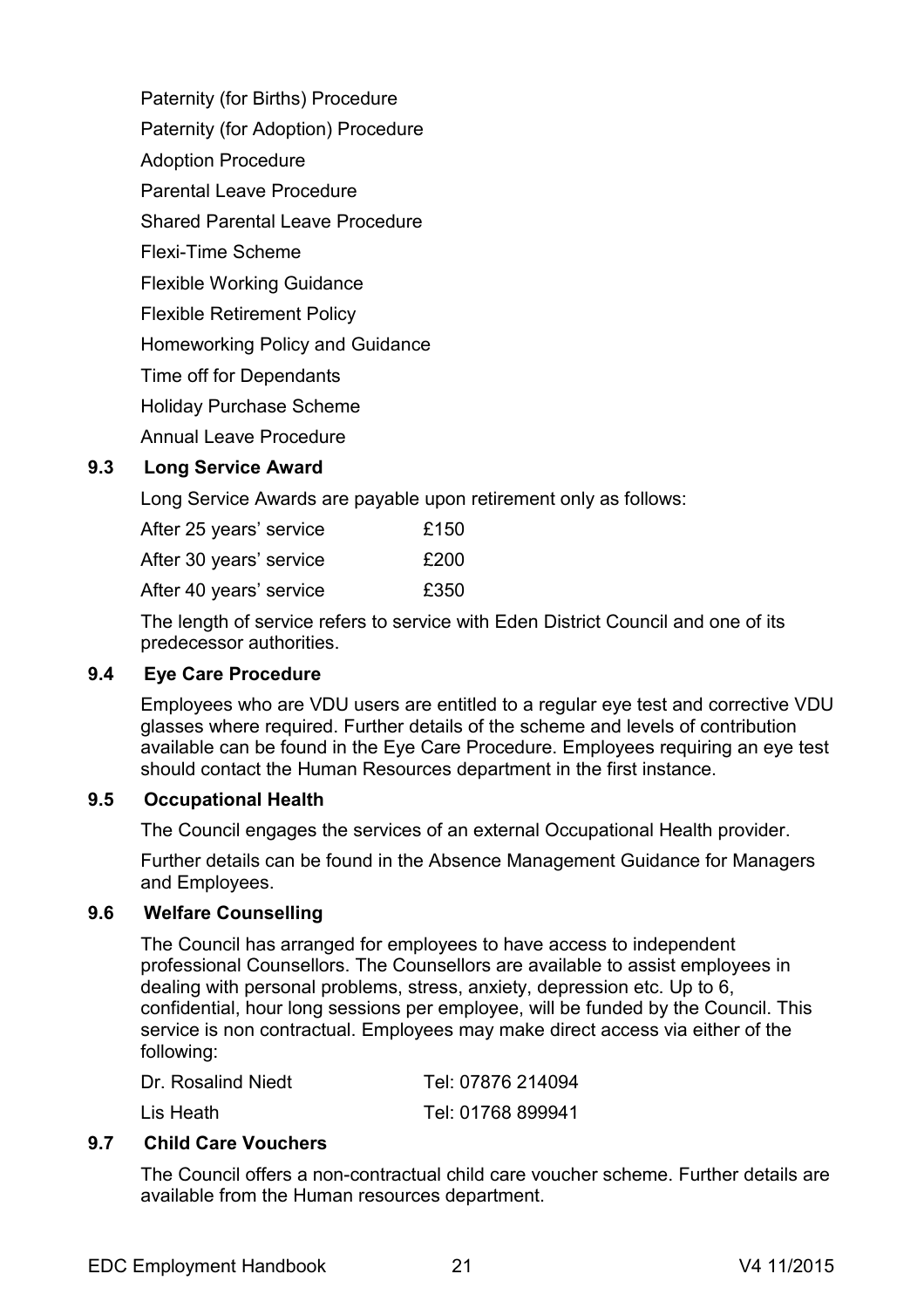Paternity (for Births) Procedure

Paternity (for Adoption) Procedure

Adoption Procedure

Parental Leave Procedure

Shared Parental Leave Procedure

Flexi-Time Scheme

Flexible Working Guidance

Flexible Retirement Policy

Homeworking Policy and Guidance

Time off for Dependants

Holiday Purchase Scheme

Annual Leave Procedure

### 9.3 Long Service Award

Long Service Awards are payable upon retirement only as follows:

| | |
|---|---|
| After 25 years' service | £150 |
| After 30 years' service | £200 |
| After 40 years' service | £350 |

The length of service refers to service with Eden District Council and one of its predecessor authorities.

### 9.4 Eye Care Procedure

Employees who are VDU users are entitled to a regular eye test and corrective VDU glasses where required. Further details of the scheme and levels of contribution available can be found in the Eye Care Procedure. Employees requiring an eye test should contact the Human Resources department in the first instance.

### 9.5 Occupational Health

The Council engages the services of an external Occupational Health provider.

Further details can be found in the Absence Management Guidance for Managers and Employees.

### 9.6 Welfare Counselling

The Council has arranged for employees to have access to independent professional Counsellors. The Counsellors are available to assist employees in dealing with personal problems, stress, anxiety, depression etc. Up to 6, confidential, hour long sessions per employee, will be funded by the Council. This service is non contractual. Employees may make direct access via either of the following:

| | |
|---|---|
| Dr. Rosalind Niedt | Tel: 07876 214094 |
| Lis Heath | Tel: 01768 899941 |

### 9.7 Child Care Vouchers

The Council offers a non-contractual child care voucher scheme. Further details are available from the Human resources department.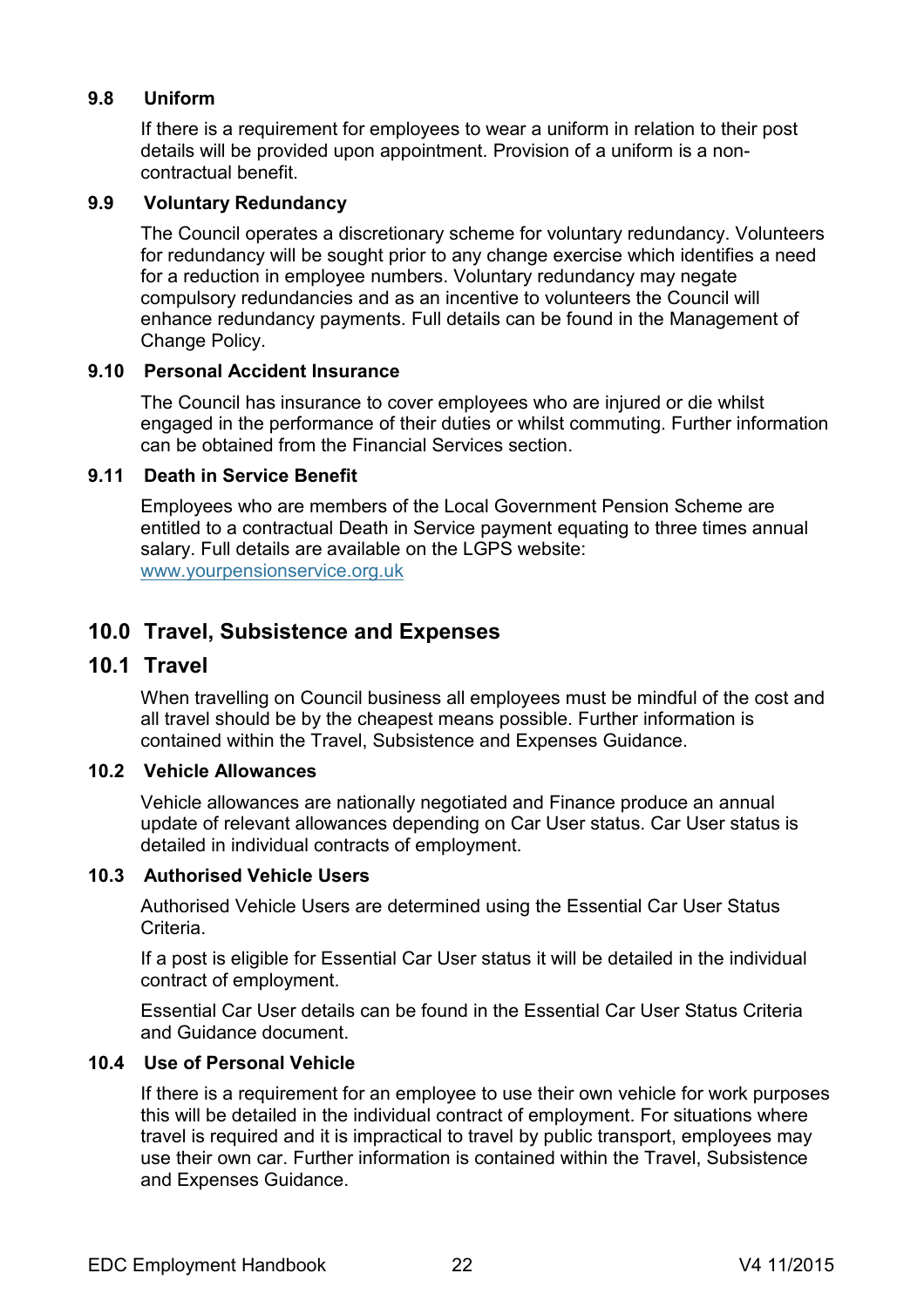### 9.8 Uniform

If there is a requirement for employees to wear a uniform in relation to their post details will be provided upon appointment. Provision of a uniform is a non-contractual benefit.

### 9.9 Voluntary Redundancy

The Council operates a discretionary scheme for voluntary redundancy. Volunteers for redundancy will be sought prior to any change exercise which identifies a need for a reduction in employee numbers. Voluntary redundancy may negate compulsory redundancies and as an incentive to volunteers the Council will enhance redundancy payments. Full details can be found in the Management of Change Policy.

### 9.10 Personal Accident Insurance

The Council has insurance to cover employees who are injured or die whilst engaged in the performance of their duties or whilst commuting. Further information can be obtained from the Financial Services section.

### 9.11 Death in Service Benefit

Employees who are members of the Local Government Pension Scheme are entitled to a contractual Death in Service payment equating to three times annual salary. Full details are available on the LGPS website: [www.yourpensionservice.org.uk](www.yourpensionservice.org.uk)

## 10.0 Travel, Subsistence and Expenses

## 10.1 Travel

When travelling on Council business all employees must be mindful of the cost and all travel should be by the cheapest means possible. Further information is contained within the Travel, Subsistence and Expenses Guidance.

### 10.2 Vehicle Allowances

Vehicle allowances are nationally negotiated and Finance produce an annual update of relevant allowances depending on Car User status. Car User status is detailed in individual contracts of employment.

### 10.3 Authorised Vehicle Users

Authorised Vehicle Users are determined using the Essential Car User Status Criteria.

If a post is eligible for Essential Car User status it will be detailed in the individual contract of employment.

Essential Car User details can be found in the Essential Car User Status Criteria and Guidance document.

### 10.4 Use of Personal Vehicle

If there is a requirement for an employee to use their own vehicle for work purposes this will be detailed in the individual contract of employment. For situations where travel is required and it is impractical to travel by public transport, employees may use their own car. Further information is contained within the Travel, Subsistence and Expenses Guidance.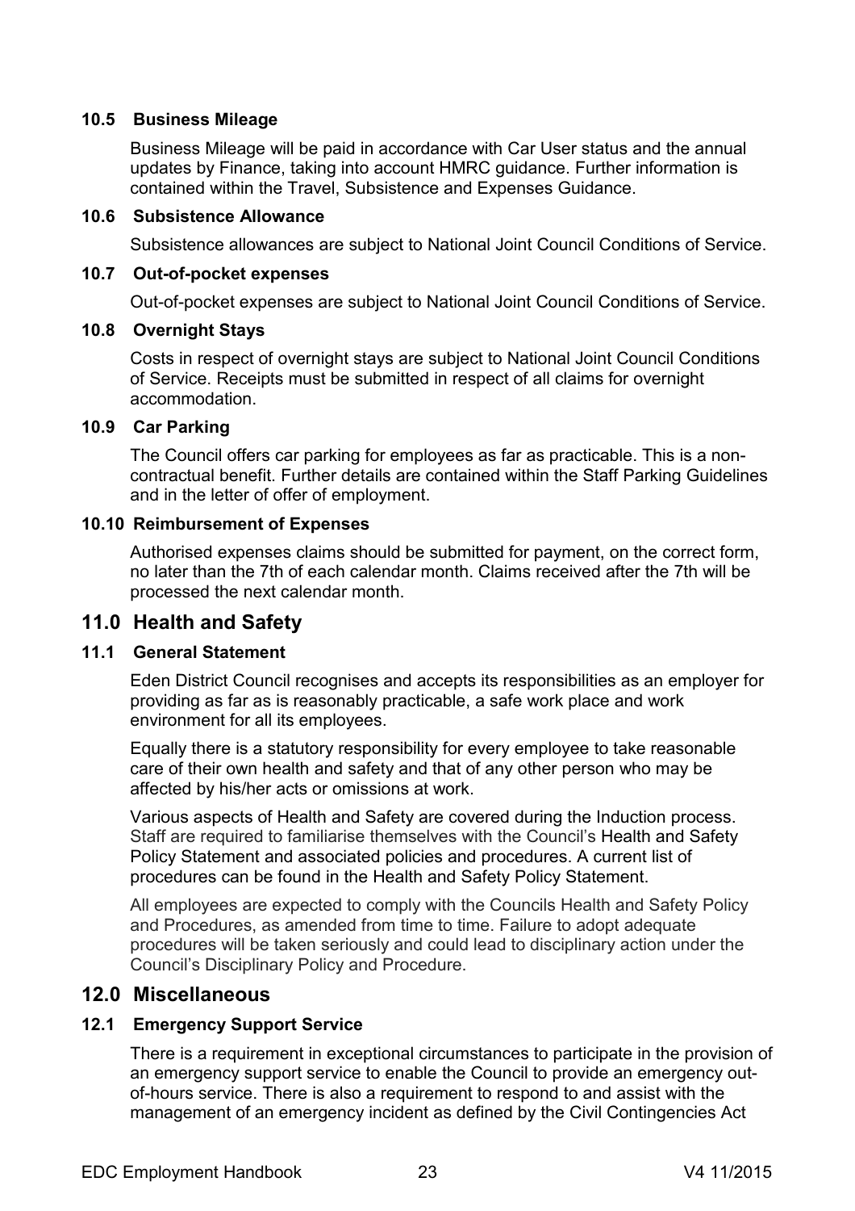### 10.5 Business Mileage

Business Mileage will be paid in accordance with Car User status and the annual updates by Finance, taking into account HMRC guidance. Further information is contained within the Travel, Subsistence and Expenses Guidance.

### 10.6 Subsistence Allowance

Subsistence allowances are subject to National Joint Council Conditions of Service.

### 10.7 Out-of-pocket expenses

Out-of-pocket expenses are subject to National Joint Council Conditions of Service.

### 10.8 Overnight Stays

Costs in respect of overnight stays are subject to National Joint Council Conditions of Service. Receipts must be submitted in respect of all claims for overnight accommodation.

### 10.9 Car Parking

The Council offers car parking for employees as far as practicable. This is a non-contractual benefit. Further details are contained within the Staff Parking Guidelines and in the letter of offer of employment.

### 10.10 Reimbursement of Expenses

Authorised expenses claims should be submitted for payment, on the correct form, no later than the 7th of each calendar month. Claims received after the 7th will be processed the next calendar month.

## 11.0 Health and Safety

### 11.1 General Statement

Eden District Council recognises and accepts its responsibilities as an employer for providing as far as is reasonably practicable, a safe work place and work environment for all its employees.

Equally there is a statutory responsibility for every employee to take reasonable care of their own health and safety and that of any other person who may be affected by his/her acts or omissions at work.

Various aspects of Health and Safety are covered during the Induction process. Staff are required to familiarise themselves with the Council's Health and Safety Policy Statement and associated policies and procedures. A current list of procedures can be found in the Health and Safety Policy Statement.

All employees are expected to comply with the Councils Health and Safety Policy and Procedures, as amended from time to time. Failure to adopt adequate procedures will be taken seriously and could lead to disciplinary action under the Council's Disciplinary Policy and Procedure.

## 12.0 Miscellaneous

### 12.1 Emergency Support Service

There is a requirement in exceptional circumstances to participate in the provision of an emergency support service to enable the Council to provide an emergency out-of-hours service. There is also a requirement to respond to and assist with the management of an emergency incident as defined by the Civil Contingencies Act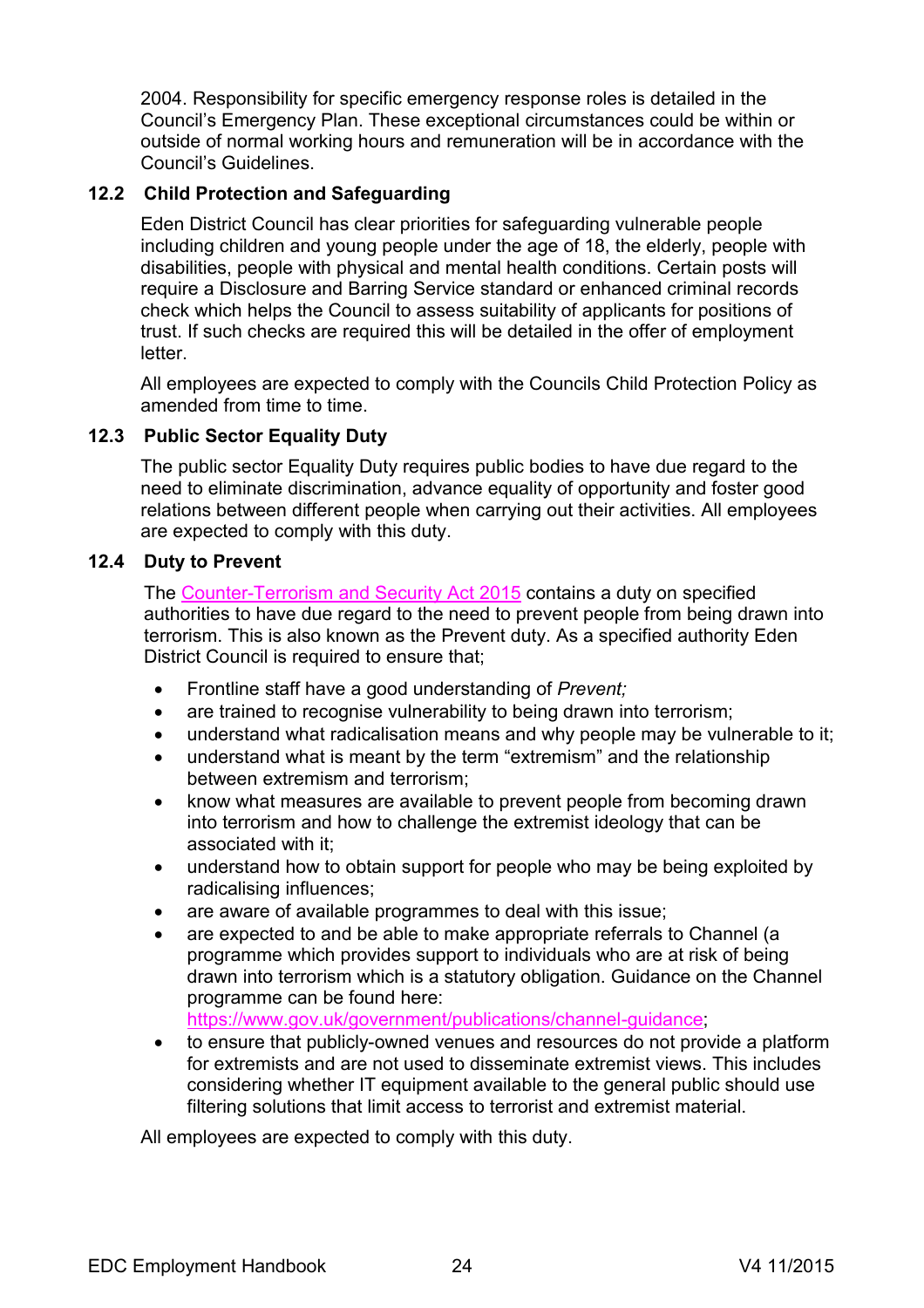2004. Responsibility for specific emergency response roles is detailed in the Council's Emergency Plan. These exceptional circumstances could be within or outside of normal working hours and remuneration will be in accordance with the Council's Guidelines.

### 12.2 Child Protection and Safeguarding

Eden District Council has clear priorities for safeguarding vulnerable people including children and young people under the age of 18, the elderly, people with disabilities, people with physical and mental health conditions. Certain posts will require a Disclosure and Barring Service standard or enhanced criminal records check which helps the Council to assess suitability of applicants for positions of trust. If such checks are required this will be detailed in the offer of employment letter.

All employees are expected to comply with the Councils Child Protection Policy as amended from time to time.

### 12.3 Public Sector Equality Duty

The public sector Equality Duty requires public bodies to have due regard to the need to eliminate discrimination, advance equality of opportunity and foster good relations between different people when carrying out their activities. All employees are expected to comply with this duty.

### 12.4 Duty to Prevent

The [Counter-Terrorism and Security Act 2015] contains a duty on specified authorities to have due regard to the need to prevent people from being drawn into terrorism. This is also known as the Prevent duty. As a specified authority Eden District Council is required to ensure that;

- Frontline staff have a good understanding of *Prevent;*
- are trained to recognise vulnerability to being drawn into terrorism;
- understand what radicalisation means and why people may be vulnerable to it;
- understand what is meant by the term "extremism" and the relationship between extremism and terrorism;
- know what measures are available to prevent people from becoming drawn into terrorism and how to challenge the extremist ideology that can be associated with it;
- understand how to obtain support for people who may be being exploited by radicalising influences;
- are aware of available programmes to deal with this issue;
- are expected to and be able to make appropriate referrals to Channel (a programme which provides support to individuals who are at risk of being drawn into terrorism which is a statutory obligation. Guidance on the Channel programme can be found here: https://www.gov.uk/government/publications/channel-guidance;
- to ensure that publicly-owned venues and resources do not provide a platform for extremists and are not used to disseminate extremist views. This includes considering whether IT equipment available to the general public should use filtering solutions that limit access to terrorist and extremist material.

All employees are expected to comply with this duty.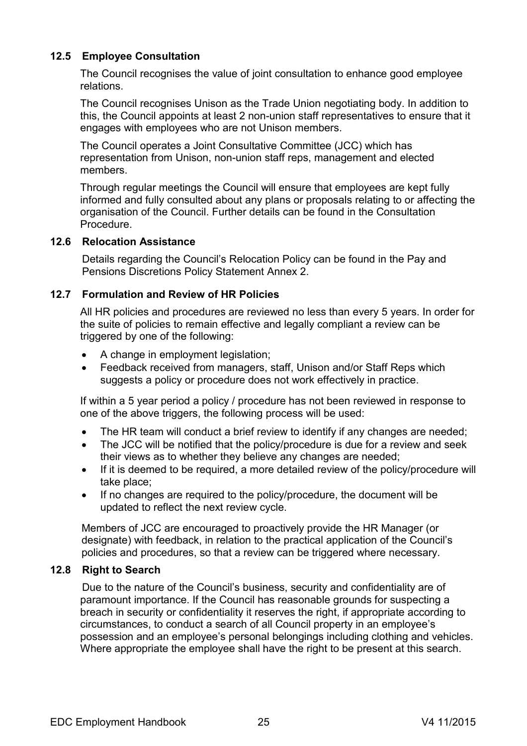### 12.5 Employee Consultation

The Council recognises the value of joint consultation to enhance good employee relations.

The Council recognises Unison as the Trade Union negotiating body. In addition to this, the Council appoints at least 2 non-union staff representatives to ensure that it engages with employees who are not Unison members.

The Council operates a Joint Consultative Committee (JCC) which has representation from Unison, non-union staff reps, management and elected members.

Through regular meetings the Council will ensure that employees are kept fully informed and fully consulted about any plans or proposals relating to or affecting the organisation of the Council. Further details can be found in the Consultation Procedure.

### 12.6 Relocation Assistance

Details regarding the Council's Relocation Policy can be found in the Pay and Pensions Discretions Policy Statement Annex 2.

### 12.7 Formulation and Review of HR Policies

All HR policies and procedures are reviewed no less than every 5 years. In order for the suite of policies to remain effective and legally compliant a review can be triggered by one of the following:

- A change in employment legislation;
- Feedback received from managers, staff, Unison and/or Staff Reps which suggests a policy or procedure does not work effectively in practice.

If within a 5 year period a policy / procedure has not been reviewed in response to one of the above triggers, the following process will be used:

- The HR team will conduct a brief review to identify if any changes are needed;
- The JCC will be notified that the policy/procedure is due for a review and seek their views as to whether they believe any changes are needed;
- If it is deemed to be required, a more detailed review of the policy/procedure will take place;
- If no changes are required to the policy/procedure, the document will be updated to reflect the next review cycle.

Members of JCC are encouraged to proactively provide the HR Manager (or designate) with feedback, in relation to the practical application of the Council's policies and procedures, so that a review can be triggered where necessary.

### 12.8 Right to Search

Due to the nature of the Council's business, security and confidentiality are of paramount importance. If the Council has reasonable grounds for suspecting a breach in security or confidentiality it reserves the right, if appropriate according to circumstances, to conduct a search of all Council property in an employee's possession and an employee's personal belongings including clothing and vehicles. Where appropriate the employee shall have the right to be present at this search.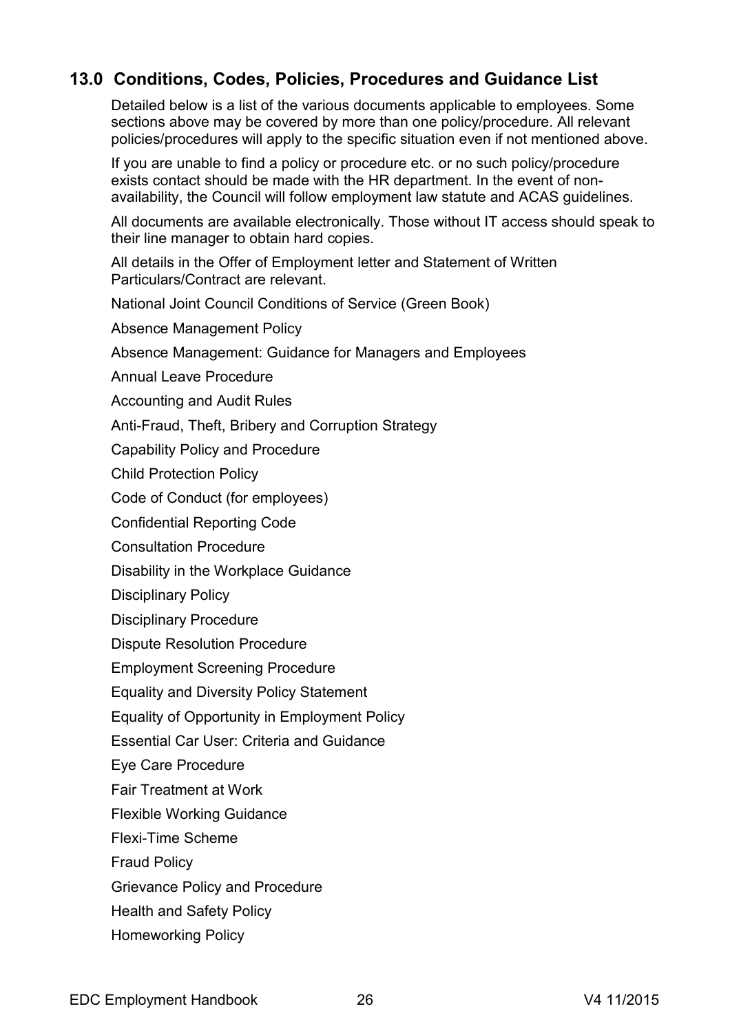## 13.0 Conditions, Codes, Policies, Procedures and Guidance List

Detailed below is a list of the various documents applicable to employees. Some sections above may be covered by more than one policy/procedure. All relevant policies/procedures will apply to the specific situation even if not mentioned above.

If you are unable to find a policy or procedure etc. or no such policy/procedure exists contact should be made with the HR department. In the event of non-availability, the Council will follow employment law statute and ACAS guidelines.

All documents are available electronically. Those without IT access should speak to their line manager to obtain hard copies.

All details in the Offer of Employment letter and Statement of Written Particulars/Contract are relevant.

National Joint Council Conditions of Service (Green Book)

Absence Management Policy

Absence Management: Guidance for Managers and Employees

Annual Leave Procedure

Accounting and Audit Rules

Anti-Fraud, Theft, Bribery and Corruption Strategy

Capability Policy and Procedure

Child Protection Policy

Code of Conduct (for employees)

Confidential Reporting Code

Consultation Procedure

Disability in the Workplace Guidance

Disciplinary Policy

Disciplinary Procedure

Dispute Resolution Procedure

Employment Screening Procedure

Equality and Diversity Policy Statement

Equality of Opportunity in Employment Policy

Essential Car User: Criteria and Guidance

Eye Care Procedure

Fair Treatment at Work

Flexible Working Guidance

Flexi-Time Scheme

Fraud Policy

Grievance Policy and Procedure

Health and Safety Policy

Homeworking Policy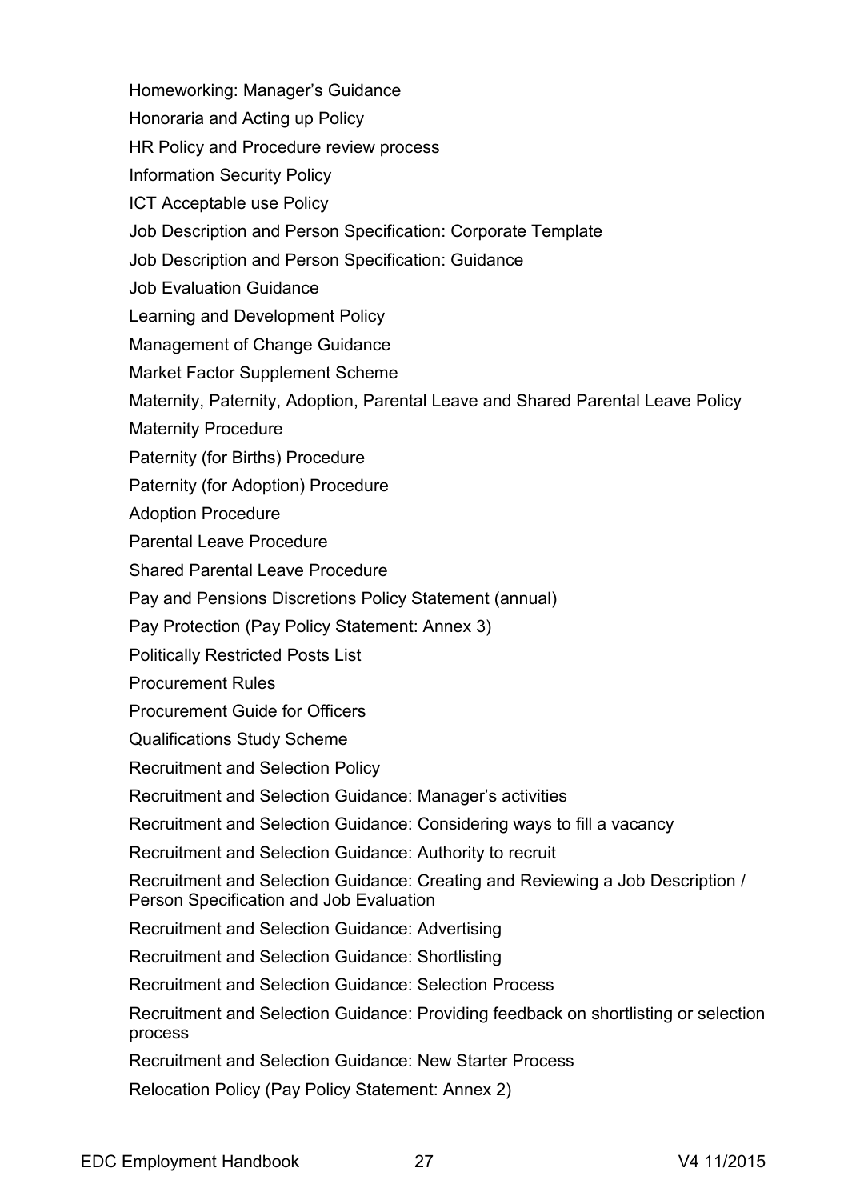Homeworking: Manager's Guidance

Honoraria and Acting up Policy

HR Policy and Procedure review process

Information Security Policy

ICT Acceptable use Policy

Job Description and Person Specification: Corporate Template

Job Description and Person Specification: Guidance

Job Evaluation Guidance

Learning and Development Policy

Management of Change Guidance

Market Factor Supplement Scheme

Maternity, Paternity, Adoption, Parental Leave and Shared Parental Leave Policy

Maternity Procedure

Paternity (for Births) Procedure

Paternity (for Adoption) Procedure

Adoption Procedure

Parental Leave Procedure

Shared Parental Leave Procedure

Pay and Pensions Discretions Policy Statement (annual)

Pay Protection (Pay Policy Statement: Annex 3)

Politically Restricted Posts List

Procurement Rules

Procurement Guide for Officers

Qualifications Study Scheme

Recruitment and Selection Policy

Recruitment and Selection Guidance: Manager's activities

Recruitment and Selection Guidance: Considering ways to fill a vacancy

Recruitment and Selection Guidance: Authority to recruit

Recruitment and Selection Guidance: Creating and Reviewing a Job Description / Person Specification and Job Evaluation

Recruitment and Selection Guidance: Advertising

Recruitment and Selection Guidance: Shortlisting

Recruitment and Selection Guidance: Selection Process

Recruitment and Selection Guidance: Providing feedback on shortlisting or selection process

Recruitment and Selection Guidance: New Starter Process

Relocation Policy (Pay Policy Statement: Annex 2)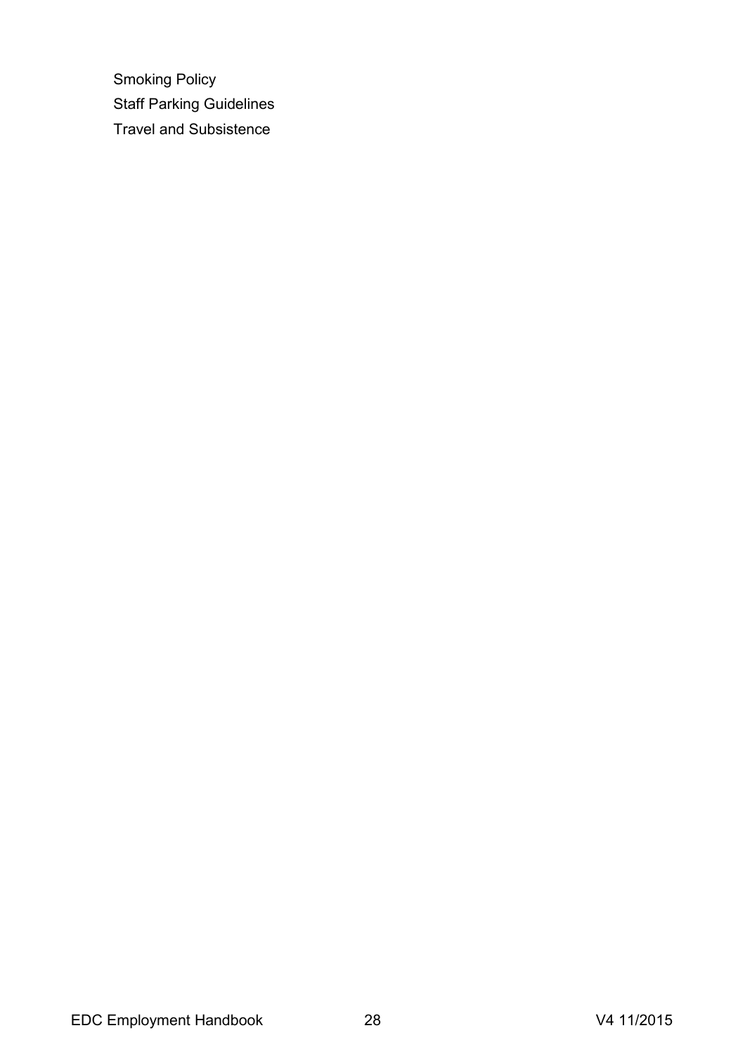Smoking Policy

Staff Parking Guidelines

Travel and Subsistence